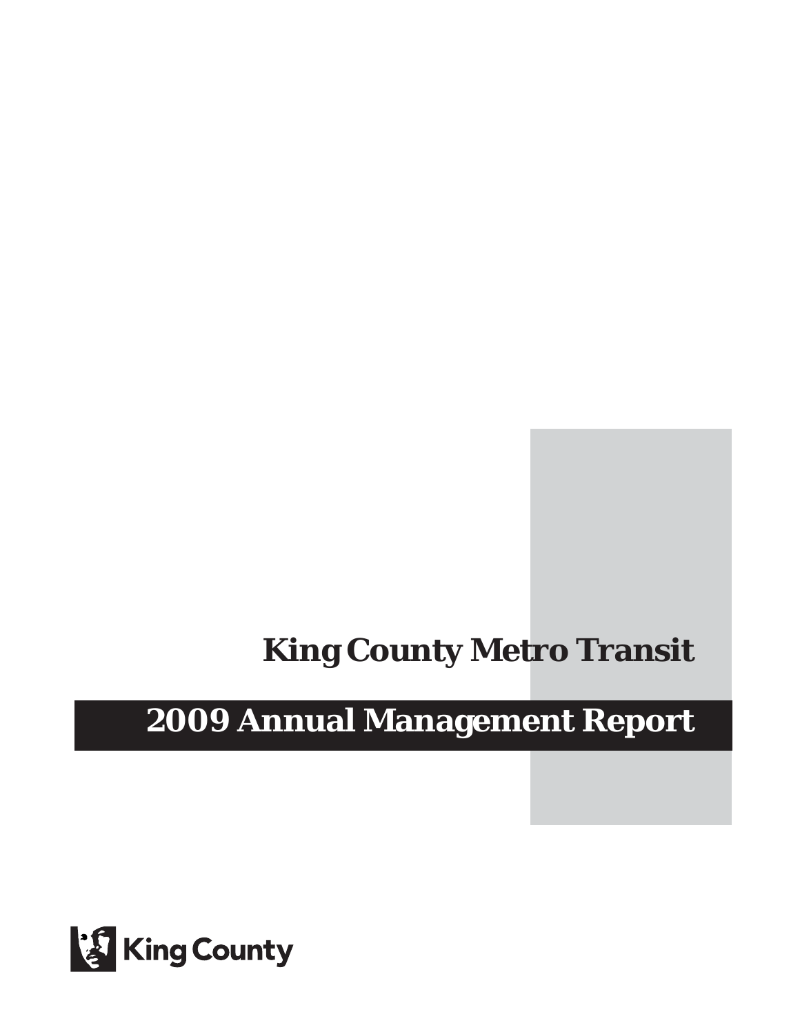# King County Metro Transit

# 2009 Annual Management Report

King County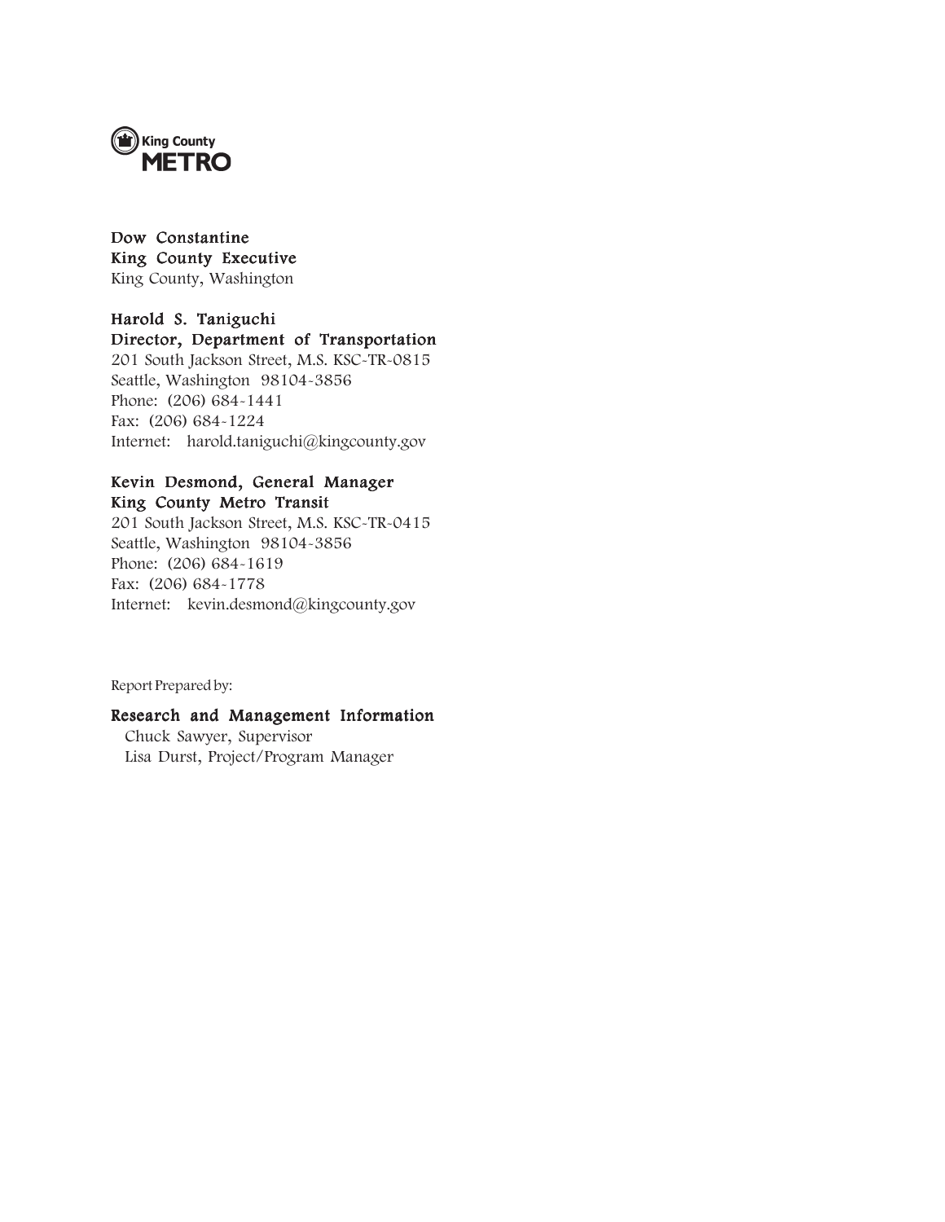King County
**METRO**

**Dow Constantine**
**King County Executive**
King County, Washington

**Harold S. Taniguchi**
**Director, Department of Transportation**
201 South Jackson Street, M.S. KSC-TR-0815
Seattle, Washington 98104-3856
Phone: (206) 684-1441
Fax: (206) 684-1224
Internet: harold.taniguchi@kingcounty.gov

**Kevin Desmond, General Manager**
**King County Metro Transit**
201 South Jackson Street, M.S. KSC-TR-0415
Seattle, Washington 98104-3856
Phone: (206) 684-1619
Fax: (206) 684-1778
Internet: kevin.desmond@kingcounty.gov

Report Prepared by:

**Research and Management Information**
Chuck Sawyer, Supervisor
Lisa Durst, Project/Program Manager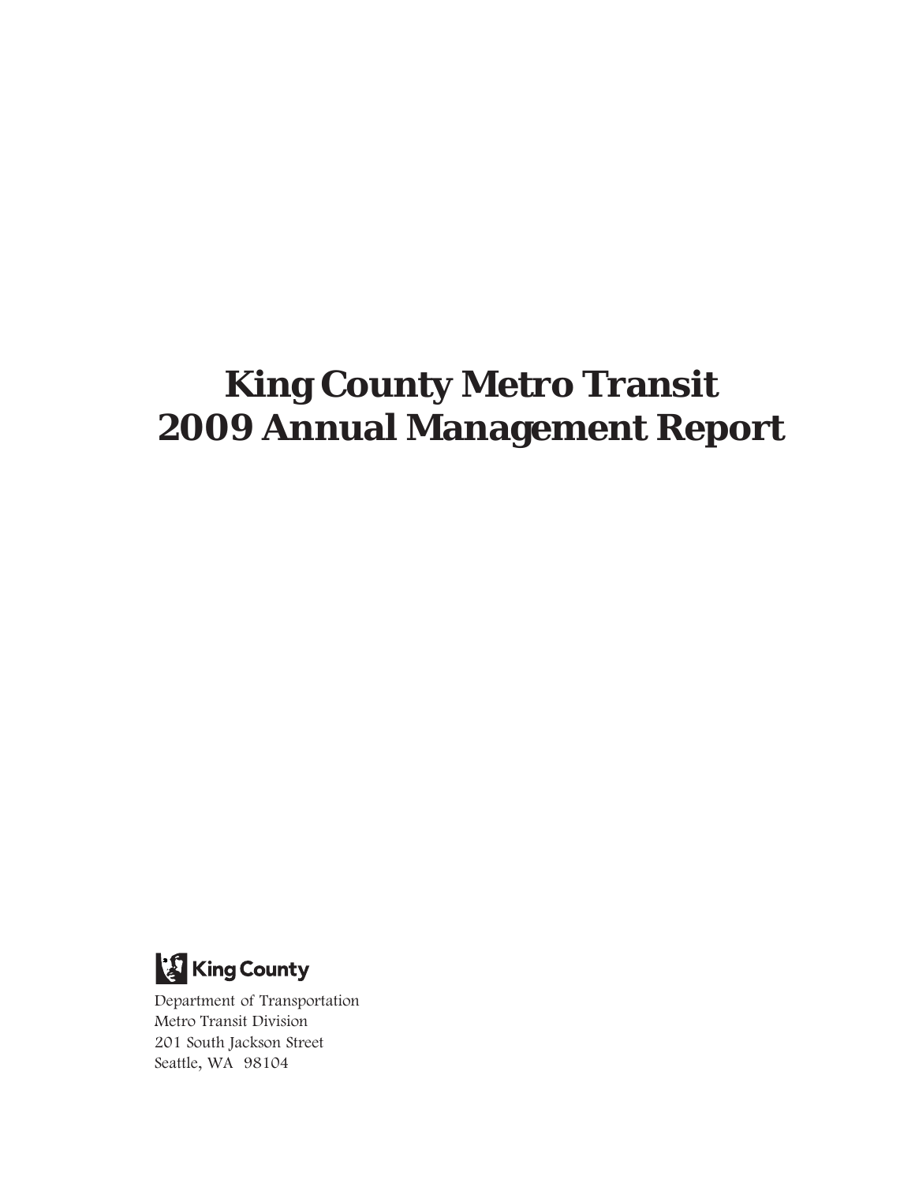# King County Metro Transit
# 2009 Annual Management Report

King County

Department of Transportation
Metro Transit Division
201 South Jackson Street
Seattle, WA 98104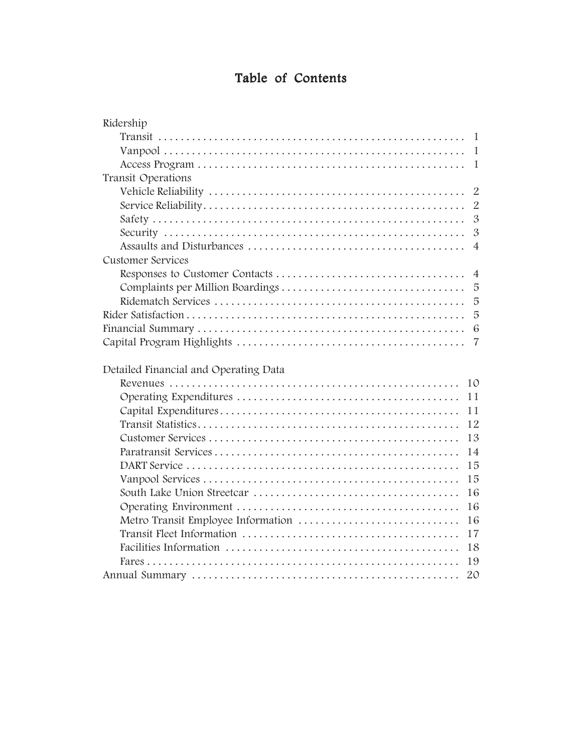# Table of Contents

- Ridership
  - Transit ........ 1
  - Vanpool ........ 1
  - Access Program ........ 1
- Transit Operations
  - Vehicle Reliability ........ 2
  - Service Reliability ........ 2
  - Safety ........ 3
  - Security ........ 3
  - Assaults and Disturbances ........ 4
- Customer Services
  - Responses to Customer Contacts ........ 4
  - Complaints per Million Boardings ........ 5
  - Ridematch Services ........ 5
- Rider Satisfaction ........ 5
- Financial Summary ........ 6
- Capital Program Highlights ........ 7

- Detailed Financial and Operating Data
  - Revenues ........ 10
  - Operating Expenditures ........ 11
  - Capital Expenditures ........ 11
  - Transit Statistics ........ 12
  - Customer Services ........ 13
  - Paratransit Services ........ 14
  - DART Service ........ 15
  - Vanpool Services ........ 15
  - South Lake Union Streetcar ........ 16
  - Operating Environment ........ 16
  - Metro Transit Employee Information ........ 16
  - Transit Fleet Information ........ 17
  - Facilities Information ........ 18
  - Fares ........ 19
- Annual Summary ........ 20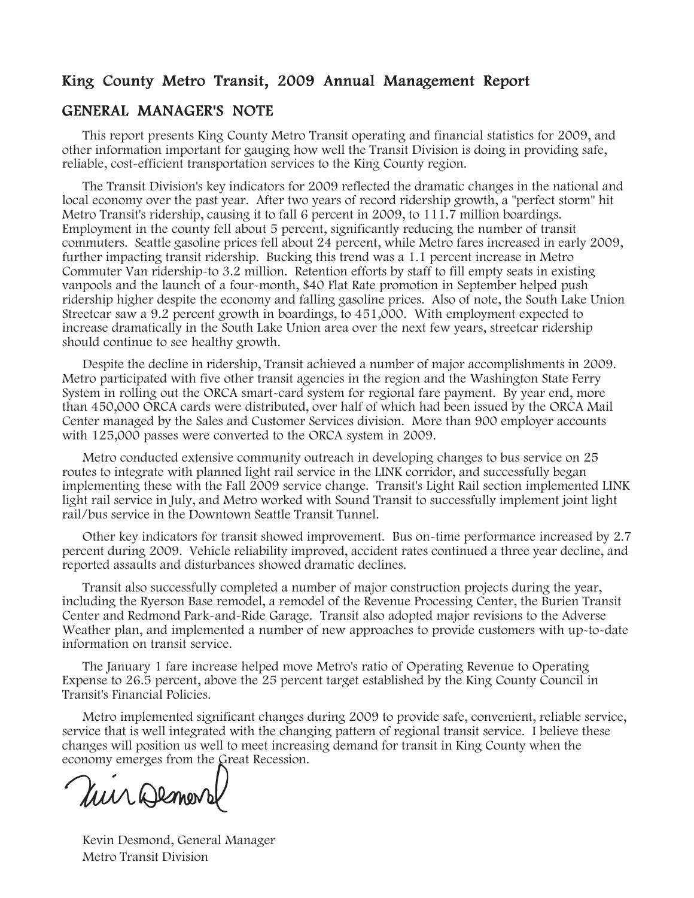# King County Metro Transit, 2009 Annual Management Report

## GENERAL MANAGER'S NOTE

This report presents King County Metro Transit operating and financial statistics for 2009, and other information important for gauging how well the Transit Division is doing in providing safe, reliable, cost-efficient transportation services to the King County region.

The Transit Division's key indicators for 2009 reflected the dramatic changes in the national and local economy over the past year. After two years of record ridership growth, a "perfect storm" hit Metro Transit's ridership, causing it to fall 6 percent in 2009, to 111.7 million boardings. Employment in the county fell about 5 percent, significantly reducing the number of transit commuters. Seattle gasoline prices fell about 24 percent, while Metro fares increased in early 2009, further impacting transit ridership. Bucking this trend was a 1.1 percent increase in Metro Commuter Van ridership-to 3.2 million. Retention efforts by staff to fill empty seats in existing vanpools and the launch of a four-month, $40 Flat Rate promotion in September helped push ridership higher despite the economy and falling gasoline prices. Also of note, the South Lake Union Streetcar saw a 9.2 percent growth in boardings, to 451,000. With employment expected to increase dramatically in the South Lake Union area over the next few years, streetcar ridership should continue to see healthy growth.

Despite the decline in ridership, Transit achieved a number of major accomplishments in 2009. Metro participated with five other transit agencies in the region and the Washington State Ferry System in rolling out the ORCA smart-card system for regional fare payment. By year end, more than 450,000 ORCA cards were distributed, over half of which had been issued by the ORCA Mail Center managed by the Sales and Customer Services division. More than 900 employer accounts with 125,000 passes were converted to the ORCA system in 2009.

Metro conducted extensive community outreach in developing changes to bus service on 25 routes to integrate with planned light rail service in the LINK corridor, and successfully began implementing these with the Fall 2009 service change. Transit's Light Rail section implemented LINK light rail service in July, and Metro worked with Sound Transit to successfully implement joint light rail/bus service in the Downtown Seattle Transit Tunnel.

Other key indicators for transit showed improvement. Bus on-time performance increased by 2.7 percent during 2009. Vehicle reliability improved, accident rates continued a three year decline, and reported assaults and disturbances showed dramatic declines.

Transit also successfully completed a number of major construction projects during the year, including the Ryerson Base remodel, a remodel of the Revenue Processing Center, the Burien Transit Center and Redmond Park-and-Ride Garage. Transit also adopted major revisions to the Adverse Weather plan, and implemented a number of new approaches to provide customers with up-to-date information on transit service.

The January 1 fare increase helped move Metro's ratio of Operating Revenue to Operating Expense to 26.5 percent, above the 25 percent target established by the King County Council in Transit's Financial Policies.

Metro implemented significant changes during 2009 to provide safe, convenient, reliable service, service that is well integrated with the changing pattern of regional transit service. I believe these changes will position us well to meet increasing demand for transit in King County when the economy emerges from the Great Recession.

Kevin Desmond, General Manager
Metro Transit Division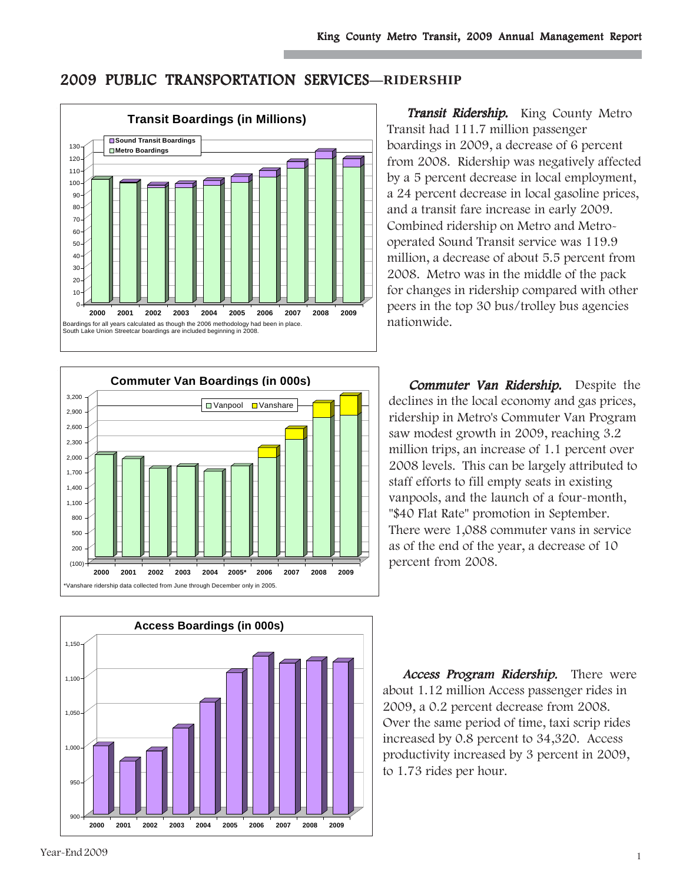## 2009 PUBLIC TRANSPORTATION SERVICES—RIDERSHIP

**Transit Boardings (in Millions)**

Boardings for all years calculated as though the 2006 methodology had been in place.
South Lake Union Streetcar boardings are included beginning in 2008.

***Transit Ridership.*** King County Metro Transit had 111.7 million passenger boardings in 2009, a decrease of 6 percent from 2008. Ridership was negatively affected by a 5 percent decrease in local employment, a 24 percent decrease in local gasoline prices, and a transit fare increase in early 2009. Combined ridership on Metro and Metro-operated Sound Transit service was 119.9 million, a decrease of about 5.5 percent from 2008. Metro was in the middle of the pack for changes in ridership compared with other peers in the top 30 bus/trolley bus agencies nationwide.

**Commuter Van Boardings (in 000s)**

*Vanshare ridership data collected from June through December only in 2005.

***Commuter Van Ridership.*** Despite the declines in the local economy and gas prices, ridership in Metro's Commuter Van Program saw modest growth in 2009, reaching 3.2 million trips, an increase of 1.1 percent over 2008 levels. This can be largely attributed to staff efforts to fill empty seats in existing vanpools, and the launch of a four-month, "$40 Flat Rate" promotion in September. There were 1,088 commuter vans in service as of the end of the year, a decrease of 10 percent from 2008.

**Access Boardings (in 000s)**

***Access Program Ridership.*** There were about 1.12 million Access passenger rides in 2009, a 0.2 percent decrease from 2008. Over the same period of time, taxi scrip rides increased by 0.8 percent to 34,320. Access productivity increased by 3 percent in 2009, to 1.73 rides per hour.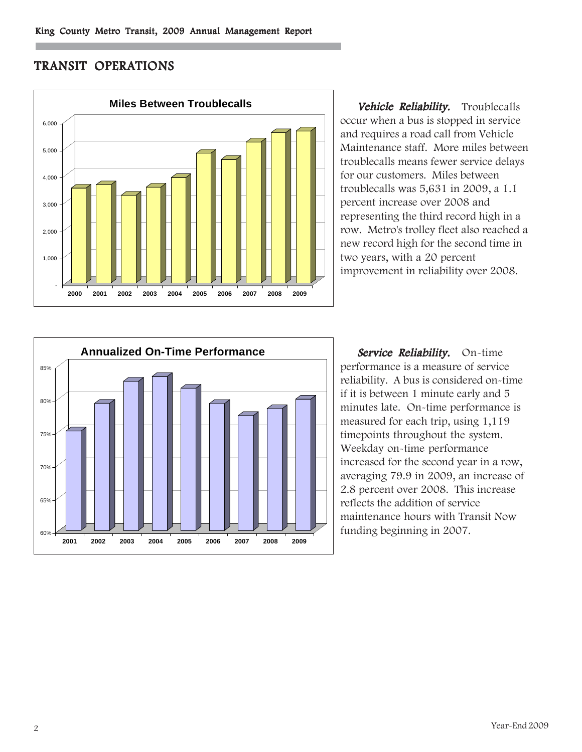# TRANSIT OPERATIONS

**Miles Between Troublecalls**

***Vehicle Reliability.*** Troublecalls occur when a bus is stopped in service and requires a road call from Vehicle Maintenance staff. More miles between troublecalls means fewer service delays for our customers. Miles between troublecalls was 5,631 in 2009, a 1.1 percent increase over 2008 and representing the third record high in a row. Metro's trolley fleet also reached a new record high for the second time in two years, with a 20 percent improvement in reliability over 2008.

**Annualized On-Time Performance**

***Service Reliability.*** On-time performance is a measure of service reliability. A bus is considered on-time if it is between 1 minute early and 5 minutes late. On-time performance is measured for each trip, using 1,119 timepoints throughout the system. Weekday on-time performance increased for the second year in a row, averaging 79.9 in 2009, an increase of 2.8 percent over 2008. This increase reflects the addition of service maintenance hours with Transit Now funding beginning in 2007.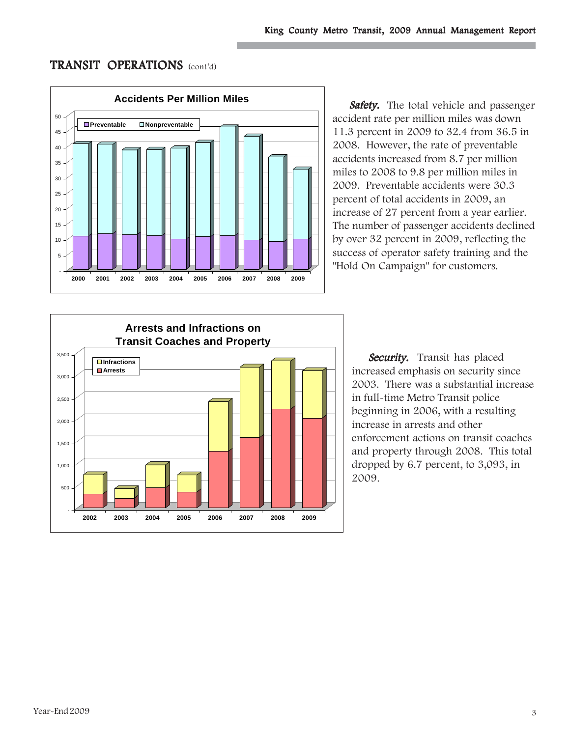# TRANSIT OPERATIONS (cont'd)

**Accidents Per Million Miles**

***Safety.*** The total vehicle and passenger accident rate per million miles was down 11.3 percent in 2009 to 32.4 from 36.5 in 2008. However, the rate of preventable accidents increased from 8.7 per million miles to 2008 to 9.8 per million miles in 2009. Preventable accidents were 30.3 percent of total accidents in 2009, an increase of 27 percent from a year earlier. The number of passenger accidents declined by over 32 percent in 2009, reflecting the success of operator safety training and the "Hold On Campaign" for customers.

**Arrests and Infractions on Transit Coaches and Property**

***Security.*** Transit has placed increased emphasis on security since 2003. There was a substantial increase in full-time Metro Transit police beginning in 2006, with a resulting increase in arrests and other enforcement actions on transit coaches and property through 2008. This total dropped by 6.7 percent, to 3,093, in 2009.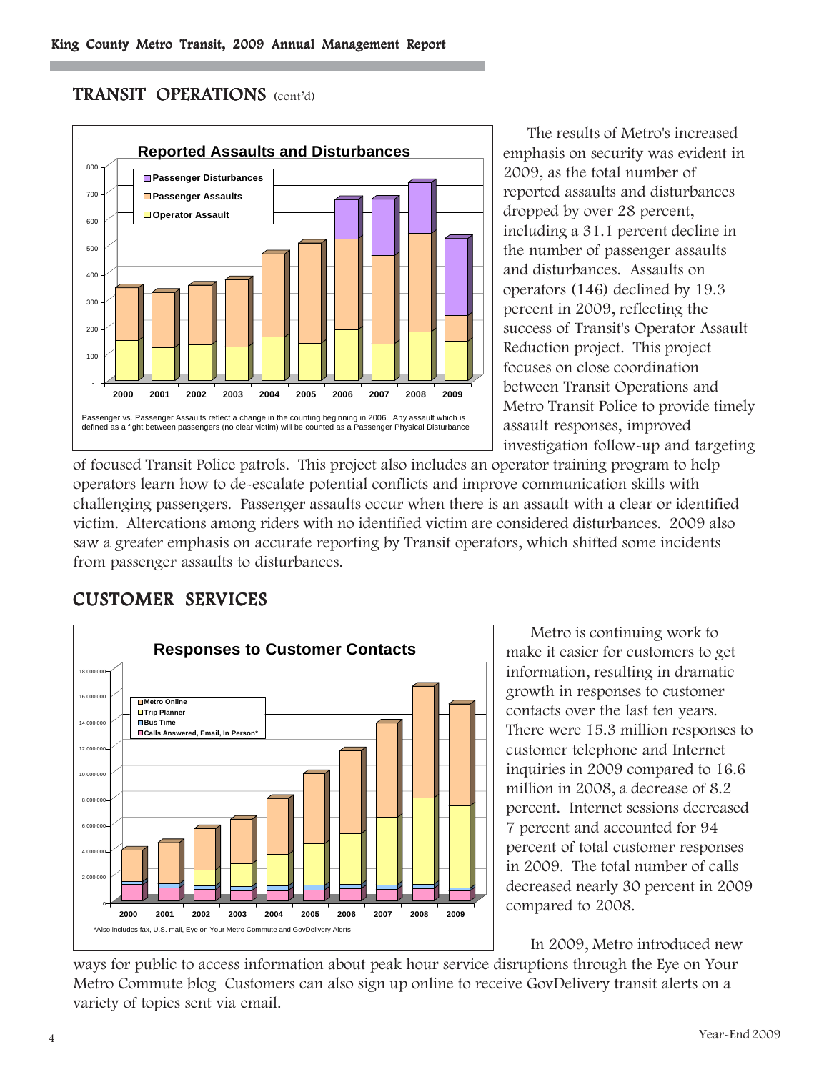## TRANSIT OPERATIONS (cont'd)

**Reported Assaults and Disturbances**

Passenger vs. Passenger Assaults reflect a change in the counting beginning in 2006. Any assault which is defined as a fight between passengers (no clear victim) will be counted as a Passenger Physical Disturbance

The results of Metro's increased emphasis on security was evident in 2009, as the total number of reported assaults and disturbances dropped by over 28 percent, including a 31.1 percent decline in the number of passenger assaults and disturbances. Assaults on operators (146) declined by 19.3 percent in 2009, reflecting the success of Transit's Operator Assault Reduction project. This project focuses on close coordination between Transit Operations and Metro Transit Police to provide timely assault responses, improved investigation follow-up and targeting of focused Transit Police patrols. This project also includes an operator training program to help operators learn how to de-escalate potential conflicts and improve communication skills with challenging passengers. Passenger assaults occur when there is an assault with a clear or identified victim. Altercations among riders with no identified victim are considered disturbances. 2009 also saw a greater emphasis on accurate reporting by Transit operators, which shifted some incidents from passenger assaults to disturbances.

## CUSTOMER SERVICES

**Responses to Customer Contacts**

*Also includes fax, U.S. mail, Eye on Your Metro Commute and GovDelivery Alerts

Metro is continuing work to make it easier for customers to get information, resulting in dramatic growth in responses to customer contacts over the last ten years. There were 15.3 million responses to customer telephone and Internet inquiries in 2009 compared to 16.6 million in 2008, a decrease of 8.2 percent. Internet sessions decreased 7 percent and accounted for 94 percent of total customer responses in 2009. The total number of calls decreased nearly 30 percent in 2009 compared to 2008.

In 2009, Metro introduced new ways for public to access information about peak hour service disruptions through the Eye on Your Metro Commute blog Customers can also sign up online to receive GovDelivery transit alerts on a variety of topics sent via email.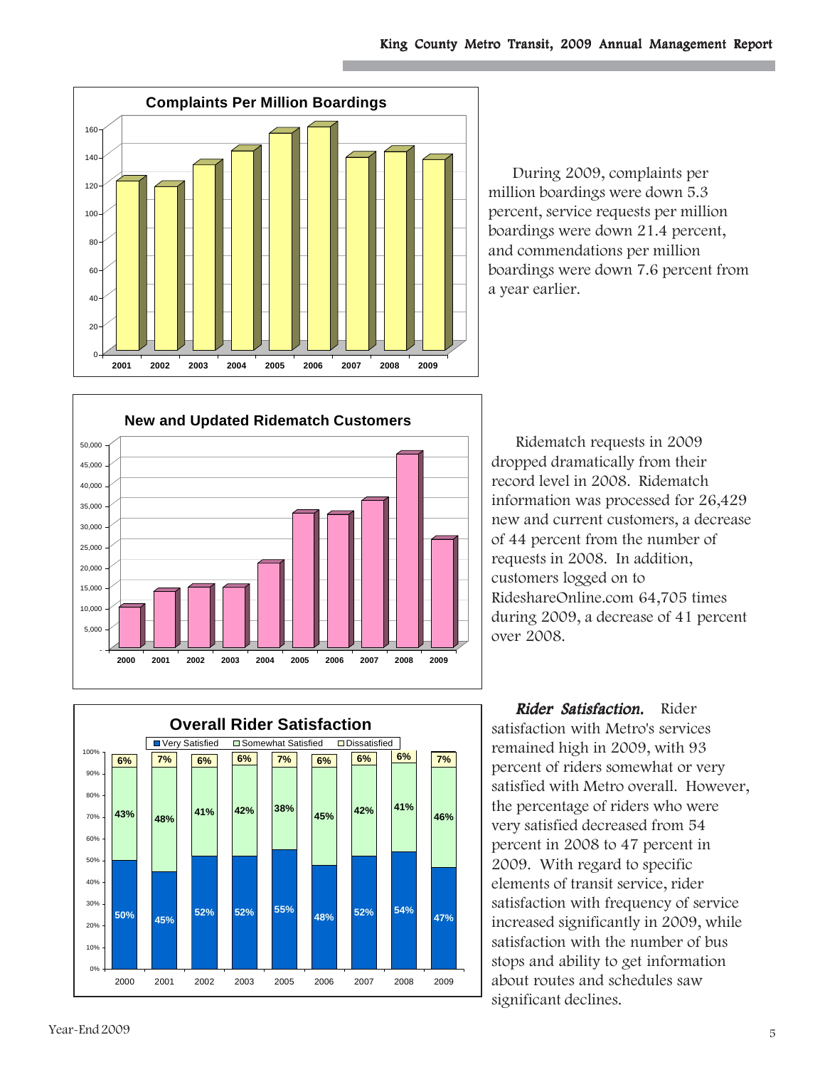**Complaints Per Million Boardings**

During 2009, complaints per million boardings were down 5.3 percent, service requests per million boardings were down 21.4 percent, and commendations per million boardings were down 7.6 percent from a year earlier.

**New and Updated Ridematch Customers**

Ridematch requests in 2009 dropped dramatically from their record level in 2008. Ridematch information was processed for 26,429 new and current customers, a decrease of 44 percent from the number of requests in 2008. In addition, customers logged on to RideshareOnline.com 64,705 times during 2009, a decrease of 41 percent over 2008.

**Overall Rider Satisfaction**

| | 2000 | 2001 | 2002 | 2003 | 2005 | 2006 | 2007 | 2008 | 2009 |
|---|---|---|---|---|---|---|---|---|---|
| Very Satisfied | 50% | 45% | 52% | 52% | 55% | 48% | 52% | 54% | 47% |
| Somewhat Satisfied | 43% | 48% | 41% | 42% | 38% | 45% | 42% | 41% | 46% |
| Dissatisfied | 6% | 7% | 6% | 6% | 7% | 6% | 6% | 6% | 7% |

***Rider Satisfaction.*** Rider satisfaction with Metro's services remained high in 2009, with 93 percent of riders somewhat or very satisfied with Metro overall. However, the percentage of riders who were very satisfied decreased from 54 percent in 2008 to 47 percent in 2009. With regard to specific elements of transit service, rider satisfaction with frequency of service increased significantly in 2009, while satisfaction with the number of bus stops and ability to get information about routes and schedules saw significant declines.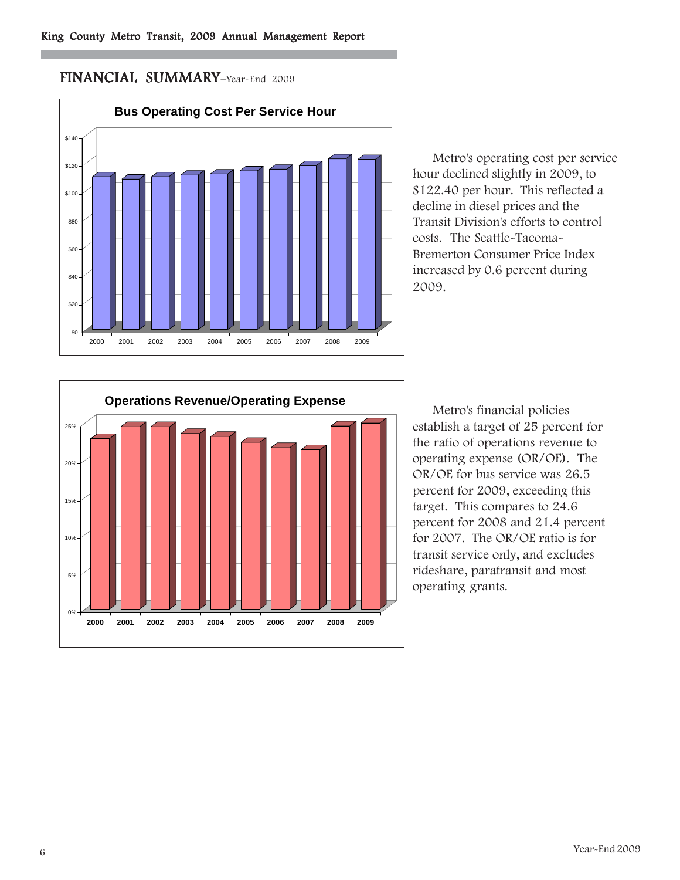## FINANCIAL SUMMARY–Year-End 2009

**Bus Operating Cost Per Service Hour**

Metro's operating cost per service hour declined slightly in 2009, to $122.40 per hour. This reflected a decline in diesel prices and the Transit Division's efforts to control costs. The Seattle-Tacoma-Bremerton Consumer Price Index increased by 0.6 percent during 2009.

**Operations Revenue/Operating Expense**

Metro's financial policies establish a target of 25 percent for the ratio of operations revenue to operating expense (OR/OE). The OR/OE for bus service was 26.5 percent for 2009, exceeding this target. This compares to 24.6 percent for 2008 and 21.4 percent for 2007. The OR/OE ratio is for transit service only, and excludes rideshare, paratransit and most operating grants.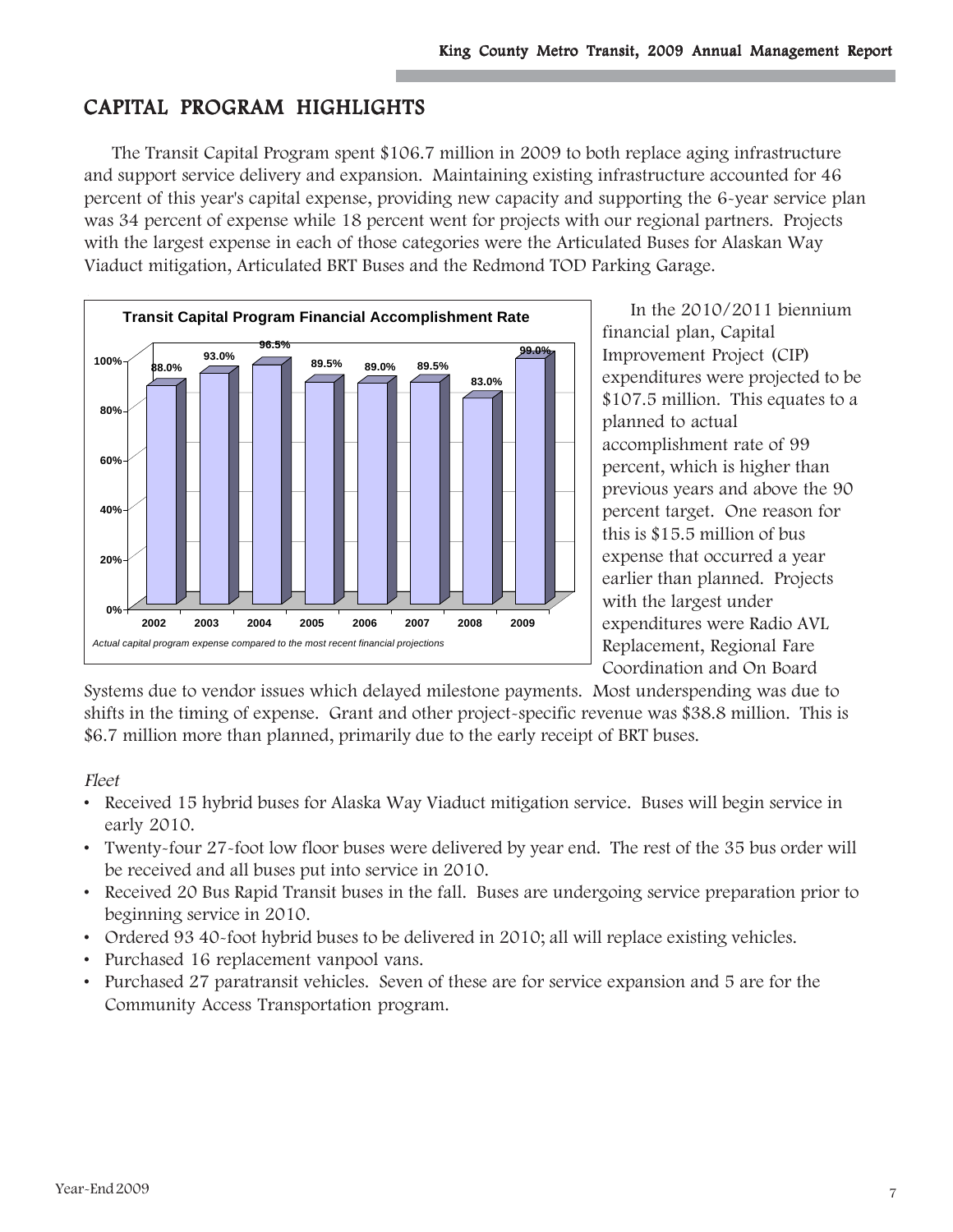## CAPITAL PROGRAM HIGHLIGHTS

The Transit Capital Program spent $106.7 million in 2009 to both replace aging infrastructure and support service delivery and expansion. Maintaining existing infrastructure accounted for 46 percent of this year's capital expense, providing new capacity and supporting the 6-year service plan was 34 percent of expense while 18 percent went for projects with our regional partners. Projects with the largest expense in each of those categories were the Articulated Buses for Alaskan Way Viaduct mitigation, Articulated BRT Buses and the Redmond TOD Parking Garage.

**Transit Capital Program Financial Accomplishment Rate**

| Year | Rate |
|---|---|
| 2002 | 88.0% |
| 2003 | 93.0% |
| 2004 | 96.5% |
| 2005 | 89.5% |
| 2006 | 89.0% |
| 2007 | 89.5% |
| 2008 | 83.0% |
| 2009 | 99.0% |

*Actual capital program expense compared to the most recent financial projections*

In the 2010/2011 biennium financial plan, Capital Improvement Project (CIP) expenditures were projected to be $107.5 million. This equates to a planned to actual accomplishment rate of 99 percent, which is higher than previous years and above the 90 percent target. One reason for this is $15.5 million of bus expense that occurred a year earlier than planned. Projects with the largest under expenditures were Radio AVL Replacement, Regional Fare Coordination and On Board Systems due to vendor issues which delayed milestone payments. Most underspending was due to shifts in the timing of expense. Grant and other project-specific revenue was $38.8 million. This is $6.7 million more than planned, primarily due to the early receipt of BRT buses.

*Fleet*

- Received 15 hybrid buses for Alaska Way Viaduct mitigation service. Buses will begin service in early 2010.
- Twenty-four 27-foot low floor buses were delivered by year end. The rest of the 35 bus order will be received and all buses put into service in 2010.
- Received 20 Bus Rapid Transit buses in the fall. Buses are undergoing service preparation prior to beginning service in 2010.
- Ordered 93 40-foot hybrid buses to be delivered in 2010; all will replace existing vehicles.
- Purchased 16 replacement vanpool vans.
- Purchased 27 paratransit vehicles. Seven of these are for service expansion and 5 are for the Community Access Transportation program.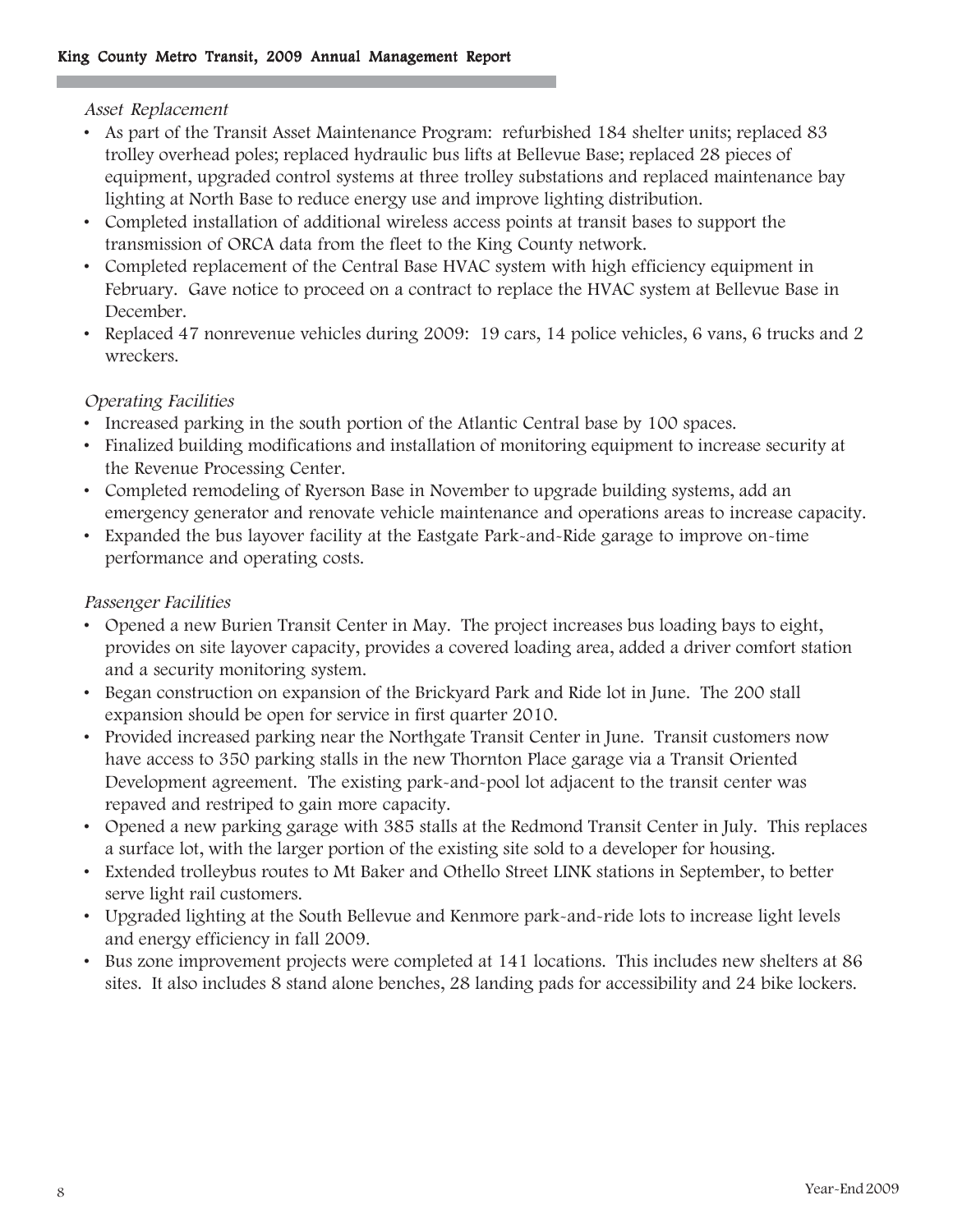### *Asset Replacement*

- As part of the Transit Asset Maintenance Program: refurbished 184 shelter units; replaced 83 trolley overhead poles; replaced hydraulic bus lifts at Bellevue Base; replaced 28 pieces of equipment, upgraded control systems at three trolley substations and replaced maintenance bay lighting at North Base to reduce energy use and improve lighting distribution.
- Completed installation of additional wireless access points at transit bases to support the transmission of ORCA data from the fleet to the King County network.
- Completed replacement of the Central Base HVAC system with high efficiency equipment in February. Gave notice to proceed on a contract to replace the HVAC system at Bellevue Base in December.
- Replaced 47 nonrevenue vehicles during 2009: 19 cars, 14 police vehicles, 6 vans, 6 trucks and 2 wreckers.

### *Operating Facilities*

- Increased parking in the south portion of the Atlantic Central base by 100 spaces.
- Finalized building modifications and installation of monitoring equipment to increase security at the Revenue Processing Center.
- Completed remodeling of Ryerson Base in November to upgrade building systems, add an emergency generator and renovate vehicle maintenance and operations areas to increase capacity.
- Expanded the bus layover facility at the Eastgate Park-and-Ride garage to improve on-time performance and operating costs.

### *Passenger Facilities*

- Opened a new Burien Transit Center in May. The project increases bus loading bays to eight, provides on site layover capacity, provides a covered loading area, added a driver comfort station and a security monitoring system.
- Began construction on expansion of the Brickyard Park and Ride lot in June. The 200 stall expansion should be open for service in first quarter 2010.
- Provided increased parking near the Northgate Transit Center in June. Transit customers now have access to 350 parking stalls in the new Thornton Place garage via a Transit Oriented Development agreement. The existing park-and-pool lot adjacent to the transit center was repaved and restriped to gain more capacity.
- Opened a new parking garage with 385 stalls at the Redmond Transit Center in July. This replaces a surface lot, with the larger portion of the existing site sold to a developer for housing.
- Extended trolleybus routes to Mt Baker and Othello Street LINK stations in September, to better serve light rail customers.
- Upgraded lighting at the South Bellevue and Kenmore park-and-ride lots to increase light levels and energy efficiency in fall 2009.
- Bus zone improvement projects were completed at 141 locations. This includes new shelters at 86 sites. It also includes 8 stand alone benches, 28 landing pads for accessibility and 24 bike lockers.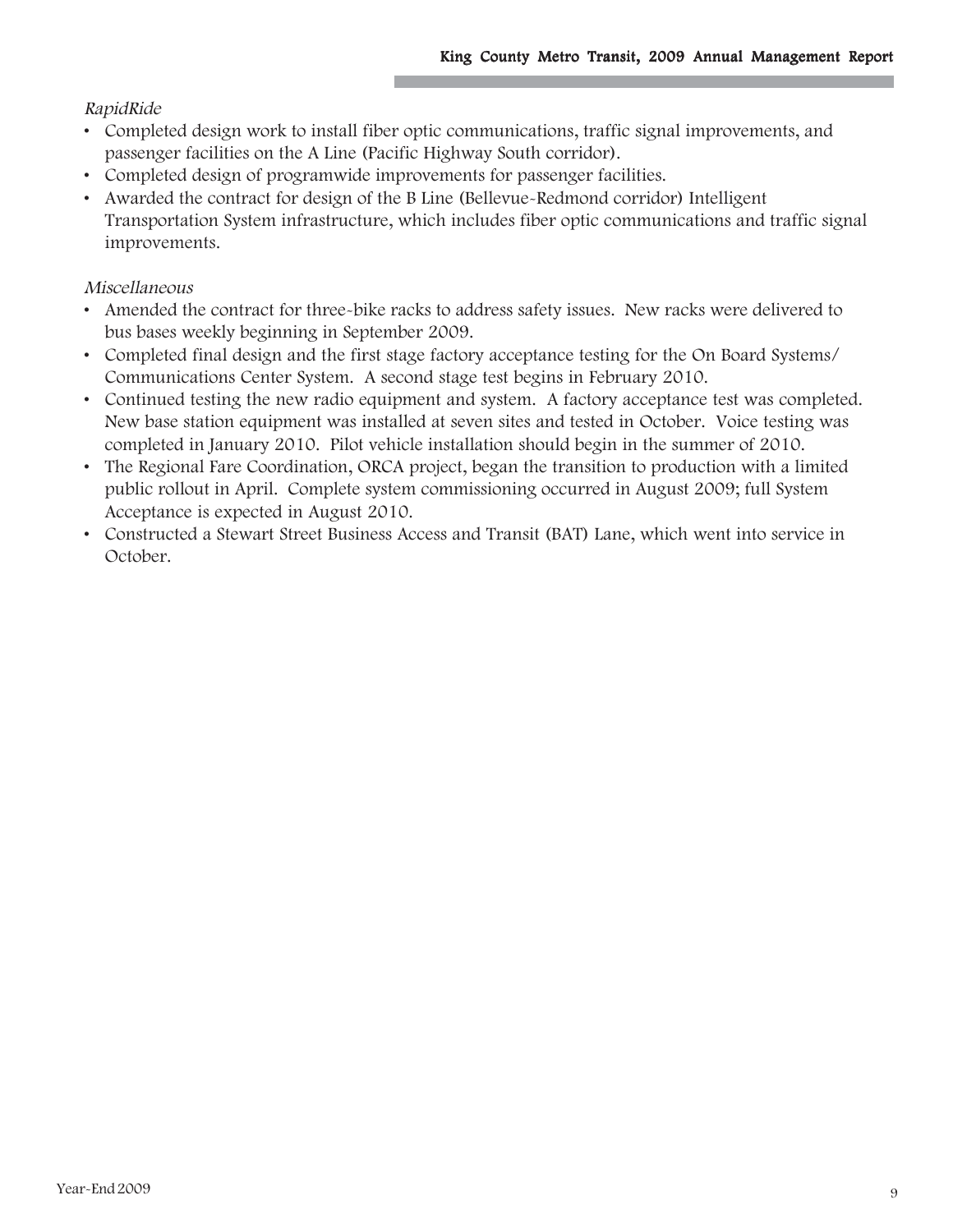*RapidRide*

- Completed design work to install fiber optic communications, traffic signal improvements, and passenger facilities on the A Line (Pacific Highway South corridor).
- Completed design of programwide improvements for passenger facilities.
- Awarded the contract for design of the B Line (Bellevue-Redmond corridor) Intelligent Transportation System infrastructure, which includes fiber optic communications and traffic signal improvements.

*Miscellaneous*

- Amended the contract for three-bike racks to address safety issues. New racks were delivered to bus bases weekly beginning in September 2009.
- Completed final design and the first stage factory acceptance testing for the On Board Systems/ Communications Center System. A second stage test begins in February 2010.
- Continued testing the new radio equipment and system. A factory acceptance test was completed. New base station equipment was installed at seven sites and tested in October. Voice testing was completed in January 2010. Pilot vehicle installation should begin in the summer of 2010.
- The Regional Fare Coordination, ORCA project, began the transition to production with a limited public rollout in April. Complete system commissioning occurred in August 2009; full System Acceptance is expected in August 2010.
- Constructed a Stewart Street Business Access and Transit (BAT) Lane, which went into service in October.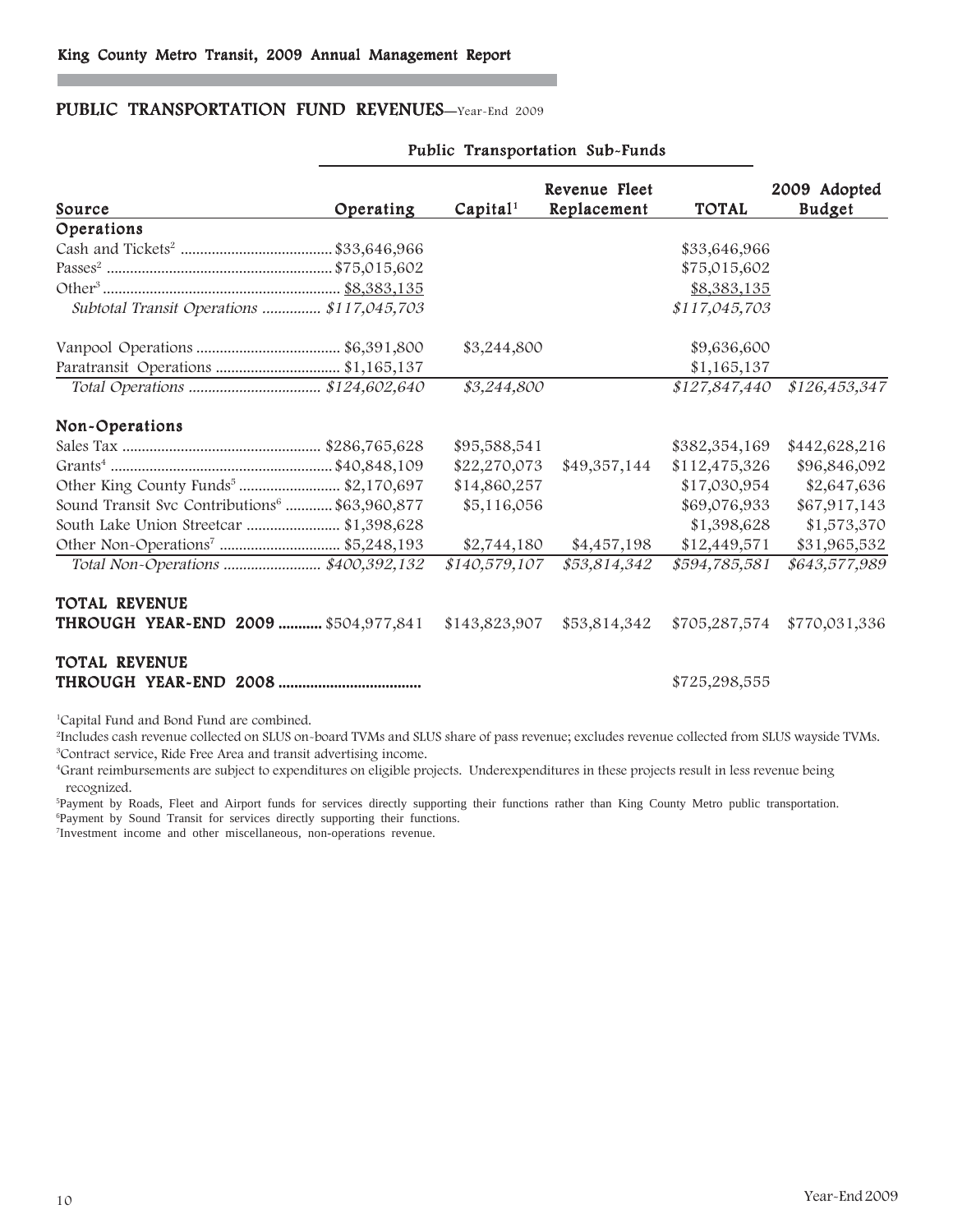## PUBLIC TRANSPORTATION FUND REVENUES—Year-End 2009

| Source | Operating | Capital[1] | Revenue Fleet Replacement | TOTAL | 2009 Adopted Budget |
|---|---|---|---|---|---|
| | Public Transportation Sub-Funds | | | | |
| **Operations** | | | | | |
| Cash and Tickets[2] | $33,646,966 | | | $33,646,966 | |
| Passes[2] | $75,015,602 | | | $75,015,602 | |
| Other[3] | $8,383,135 | | | $8,383,135 | |
| *Subtotal Transit Operations* | *$117,045,703* | | | *$117,045,703* | |
| Vanpool Operations | $6,391,800 | $3,244,800 | | $9,636,600 | |
| Paratransit Operations | $1,165,137 | | | $1,165,137 | |
| *Total Operations* | *$124,602,640* | *$3,244,800* | | *$127,847,440* | *$126,453,347* |
| **Non-Operations** | | | | | |
| Sales Tax | $286,765,628 | $95,588,541 | | $382,354,169 | $442,628,216 |
| Grants[4] | $40,848,109 | $22,270,073 | $49,357,144 | $112,475,326 | $96,846,092 |
| Other King County Funds[5] | $2,170,697 | $14,860,257 | | $17,030,954 | $2,647,636 |
| Sound Transit Svc Contributions[6] | $63,960,877 | $5,116,056 | | $69,076,933 | $67,917,143 |
| South Lake Union Streetcar | $1,398,628 | | | $1,398,628 | $1,573,370 |
| Other Non-Operations[7] | $5,248,193 | $2,744,180 | $4,457,198 | $12,449,571 | $31,965,532 |
| *Total Non-Operations* | *$400,392,132* | *$140,579,107* | *$53,814,342* | *$594,785,581* | *$643,577,989* |
| **TOTAL REVENUE THROUGH YEAR-END 2009** | $504,977,841 | $143,823,907 | $53,814,342 | $705,287,574 | $770,031,336 |
| **TOTAL REVENUE THROUGH YEAR-END 2008** | | | | $725,298,555 | |

[1]Capital Fund and Bond Fund are combined.
[2]Includes cash revenue collected on SLUS on-board TVMs and SLUS share of pass revenue; excludes revenue collected from SLUS wayside TVMs.
[3]Contract service, Ride Free Area and transit advertising income.
[4]Grant reimbursements are subject to expenditures on eligible projects. Underexpenditures in these projects result in less revenue being recognized.
[5]Payment by Roads, Fleet and Airport funds for services directly supporting their functions rather than King County Metro public transportation.
[6]Payment by Sound Transit for services directly supporting their functions.
[7]Investment income and other miscellaneous, non-operations revenue.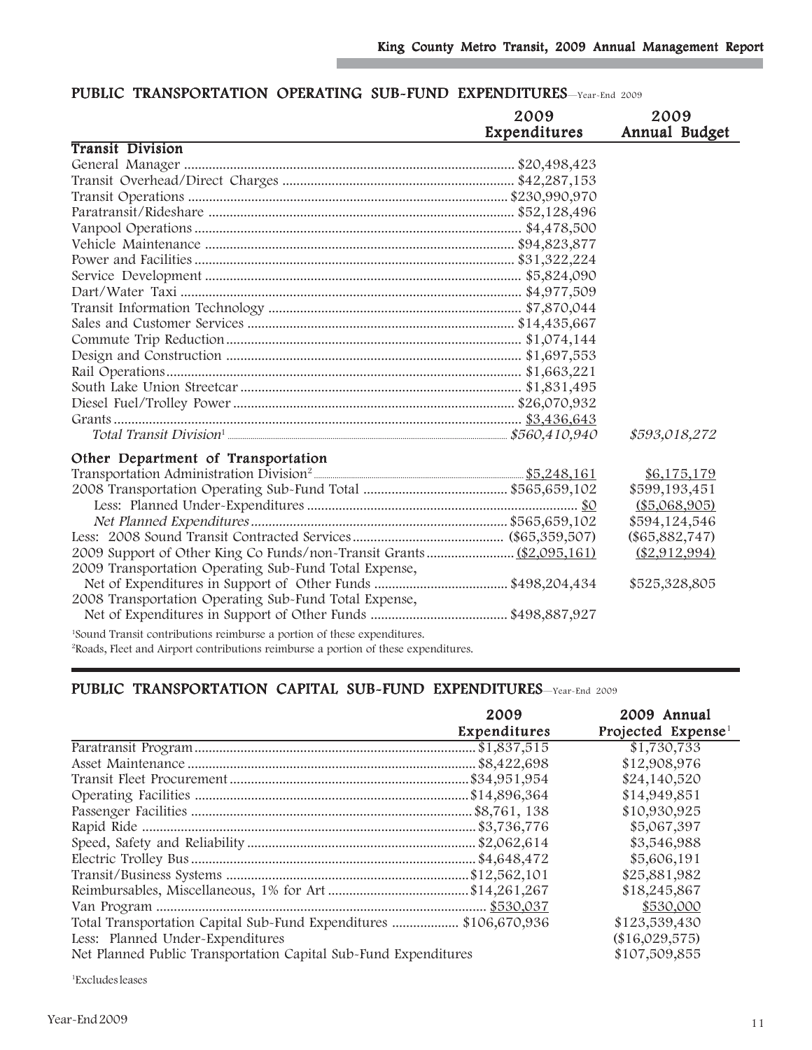## PUBLIC TRANSPORTATION OPERATING SUB-FUND EXPENDITURES—Year-End 2009

| | 2009 Expenditures | 2009 Annual Budget |
|---|---|---|
| **Transit Division** | | |
| General Manager | $20,498,423 | |
| Transit Overhead/Direct Charges | $42,287,153 | |
| Transit Operations | $230,990,970 | |
| Paratransit/Rideshare | $52,128,496 | |
| Vanpool Operations | $4,478,500 | |
| Vehicle Maintenance | $94,823,877 | |
| Power and Facilities | $31,322,224 | |
| Service Development | $5,824,090 | |
| Dart/Water Taxi | $4,977,509 | |
| Transit Information Technology | $7,870,044 | |
| Sales and Customer Services | $14,435,667 | |
| Commute Trip Reduction | $1,074,144 | |
| Design and Construction | $1,697,553 | |
| Rail Operations | $1,663,221 | |
| South Lake Union Streetcar | $1,831,495 | |
| Diesel Fuel/Trolley Power | $26,070,932 | |
| Grants | $3,436,643 | |
| *Total Transit Division*[1] | *$560,410,940* | *$593,018,272* |
| **Other Department of Transportation** | | |
| Transportation Administration Division[2] | $5,248,161 | $6,175,179 |
| 2008 Transportation Operating Sub-Fund Total | $565,659,102 | $599,193,451 |
| Less: Planned Under-Expenditures | $0 | ($5,068,905) |
| *Net Planned Expenditures* | $565,659,102 | $594,124,546 |
| Less: 2008 Sound Transit Contracted Services | ($65,359,507) | ($65,882,747) |
| 2009 Support of Other King Co Funds/non-Transit Grants | ($2,095,161) | ($2,912,994) |
| 2009 Transportation Operating Sub-Fund Total Expense, Net of Expenditures in Support of Other Funds | $498,204,434 | $525,328,805 |
| 2008 Transportation Operating Sub-Fund Total Expense, Net of Expenditures in Support of Other Funds | $498,887,927 | |

[1]Sound Transit contributions reimburse a portion of these expenditures.

[2]Roads, Fleet and Airport contributions reimburse a portion of these expenditures.

## PUBLIC TRANSPORTATION CAPITAL SUB-FUND EXPENDITURES—Year-End 2009

| | 2009 Expenditures | 2009 Annual Projected Expense[1] |
|---|---|---|
| Paratransit Program | $1,837,515 | $1,730,733 |
| Asset Maintenance | $8,422,698 | $12,908,976 |
| Transit Fleet Procurement | $34,951,954 | $24,140,520 |
| Operating Facilities | $14,896,364 | $14,949,851 |
| Passenger Facilities | $8,761, 138 | $10,930,925 |
| Rapid Ride | $3,736,776 | $5,067,397 |
| Speed, Safety and Reliability | $2,062,614 | $3,546,988 |
| Electric Trolley Bus | $4,648,472 | $5,606,191 |
| Transit/Business Systems | $12,562,101 | $25,881,982 |
| Reimbursables, Miscellaneous, 1% for Art | $14,261,267 | $18,245,867 |
| Van Program | $530,037 | $530,000 |
| Total Transportation Capital Sub-Fund Expenditures | $106,670,936 | $123,539,430 |
| Less: Planned Under-Expenditures | | ($16,029,575) |
| Net Planned Public Transportation Capital Sub-Fund Expenditures | | $107,509,855 |

[1]Excludes leases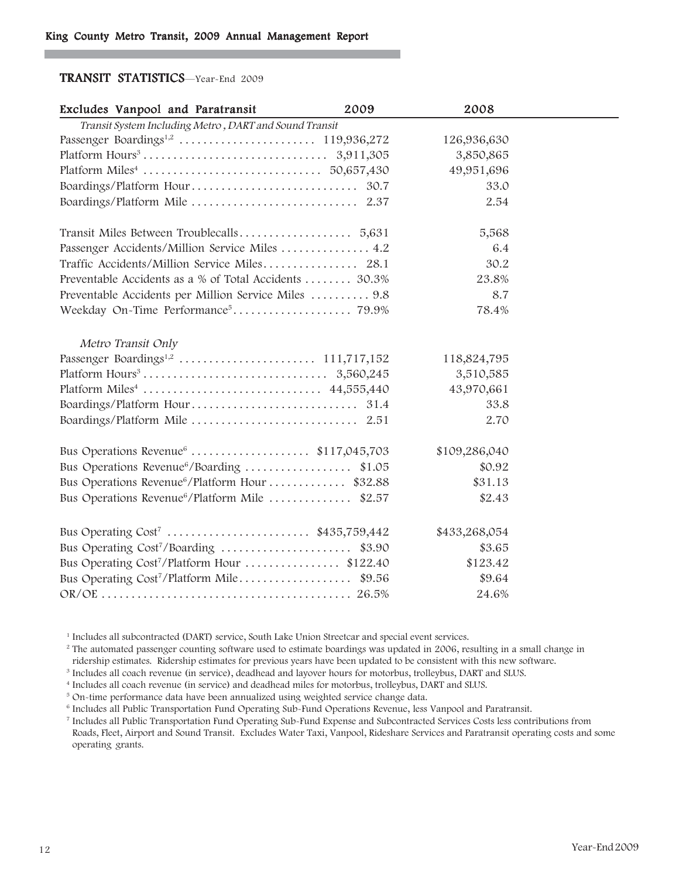## TRANSIT STATISTICS—Year-End 2009

| Excludes Vanpool and Paratransit | 2009 | 2008 |
|---|---|---|
| *Transit System Including Metro, DART and Sound Transit* | | |
| Passenger Boardings[1,2] | 119,936,272 | 126,936,630 |
| Platform Hours[3] | 3,911,305 | 3,850,865 |
| Platform Miles[4] | 50,657,430 | 49,951,696 |
| Boardings/Platform Hour | 30.7 | 33.0 |
| Boardings/Platform Mile | 2.37 | 2.54 |
| | | |
| Transit Miles Between Troublecalls | 5,631 | 5,568 |
| Passenger Accidents/Million Service Miles | 4.2 | 6.4 |
| Traffic Accidents/Million Service Miles | 28.1 | 30.2 |
| Preventable Accidents as a % of Total Accidents | 30.3% | 23.8% |
| Preventable Accidents per Million Service Miles | 9.8 | 8.7 |
| Weekday On-Time Performance[5] | 79.9% | 78.4% |
| | | |
| *Metro Transit Only* | | |
| Passenger Boardings[1,2] | 111,717,152 | 118,824,795 |
| Platform Hours[3] | 3,560,245 | 3,510,585 |
| Platform Miles[4] | 44,555,440 | 43,970,661 |
| Boardings/Platform Hour | 31.4 | 33.8 |
| Boardings/Platform Mile | 2.51 | 2.70 |
| | | |
| Bus Operations Revenue[6] | $117,045,703 | $109,286,040 |
| Bus Operations Revenue[6]/Boarding | $1.05 | $0.92 |
| Bus Operations Revenue[6]/Platform Hour | $32.88 | $31.13 |
| Bus Operations Revenue[6]/Platform Mile | $2.57 | $2.43 |
| | | |
| Bus Operating Cost[7] | $435,759,442 | $433,268,054 |
| Bus Operating Cost[7]/Boarding | $3.90 | $3.65 |
| Bus Operating Cost[7]/Platform Hour | $122.40 | $123.42 |
| Bus Operating Cost[7]/Platform Mile | $9.56 | $9.64 |
| OR/OE | 26.5% | 24.6% |

[1] Includes all subcontracted (DART) service, South Lake Union Streetcar and special event services.

[2] The automated passenger counting software used to estimate boardings was updated in 2006, resulting in a small change in ridership estimates. Ridership estimates for previous years have been updated to be consistent with this new software.

[3] Includes all coach revenue (in service), deadhead and layover hours for motorbus, trolleybus, DART and SLUS.

[4] Includes all coach revenue (in service) and deadhead miles for motorbus, trolleybus, DART and SLUS.

[5] On-time performance data have been annualized using weighted service change data.

[6] Includes all Public Transportation Fund Operating Sub-Fund Operations Revenue, less Vanpool and Paratransit.

[7] Includes all Public Transportation Fund Operating Sub-Fund Expense and Subcontracted Services Costs less contributions from Roads, Fleet, Airport and Sound Transit. Excludes Water Taxi, Vanpool, Rideshare Services and Paratransit operating costs and some operating grants.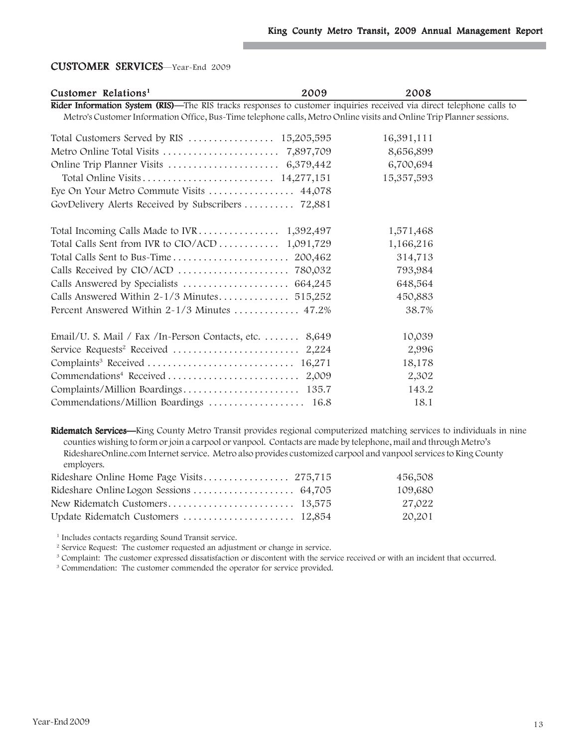## CUSTOMER SERVICES—Year-End 2009

| Customer Relations[1] | 2009 | 2008 |
|---|---|---|
| **Rider Information System (RIS)**—The RIS tracks responses to customer inquiries received via direct telephone calls to Metro's Customer Information Office, Bus-Time telephone calls, Metro Online visits and Online Trip Planner sessions. | | |
| Total Customers Served by RIS | 15,205,595 | 16,391,111 |
| Metro Online Total Visits | 7,897,709 | 8,656,899 |
| Online Trip Planner Visits | 6,379,442 | 6,700,694 |
| Total Online Visits | 14,277,151 | 15,357,593 |
| Eye On Your Metro Commute Visits | 44,078 | |
| GovDelivery Alerts Received by Subscribers | 72,881 | |
| Total Incoming Calls Made to IVR | 1,392,497 | 1,571,468 |
| Total Calls Sent from IVR to CIO/ACD | 1,091,729 | 1,166,216 |
| Total Calls Sent to Bus-Time | 200,462 | 314,713 |
| Calls Received by CIO/ACD | 780,032 | 793,984 |
| Calls Answered by Specialists | 664,245 | 648,564 |
| Calls Answered Within 2-1/3 Minutes | 515,252 | 450,883 |
| Percent Answered Within 2-1/3 Minutes | 47.2% | 38.7% |
| Email/U. S. Mail / Fax /In-Person Contacts, etc. | 8,649 | 10,039 |
| Service Requests[2] Received | 2,224 | 2,996 |
| Complaints[3] Received | 16,271 | 18,178 |
| Commendations[4] Received | 2,009 | 2,302 |
| Complaints/Million Boardings | 135.7 | 143.2 |
| Commendations/Million Boardings | 16.8 | 18.1 |

**Ridematch Services**—King County Metro Transit provides regional computerized matching services to individuals in nine counties wishing to form or join a carpool or vanpool. Contacts are made by telephone, mail and through Metro's RideshareOnline.com Internet service. Metro also provides customized carpool and vanpool services to King County employers.

| | 2009 | 2008 |
|---|---|---|
| Rideshare Online Home Page Visits | 275,715 | 456,508 |
| Rideshare Online Logon Sessions | 64,705 | 109,680 |
| New Ridematch Customers | 13,575 | 27,022 |
| Update Ridematch Customers | 12,854 | 20,201 |

[1] Includes contacts regarding Sound Transit service.

[2] Service Request: The customer requested an adjustment or change in service.

[3] Complaint: The customer expressed dissatisfaction or discontent with the service received or with an incident that occurred.

[3] Commendation: The customer commended the operator for service provided.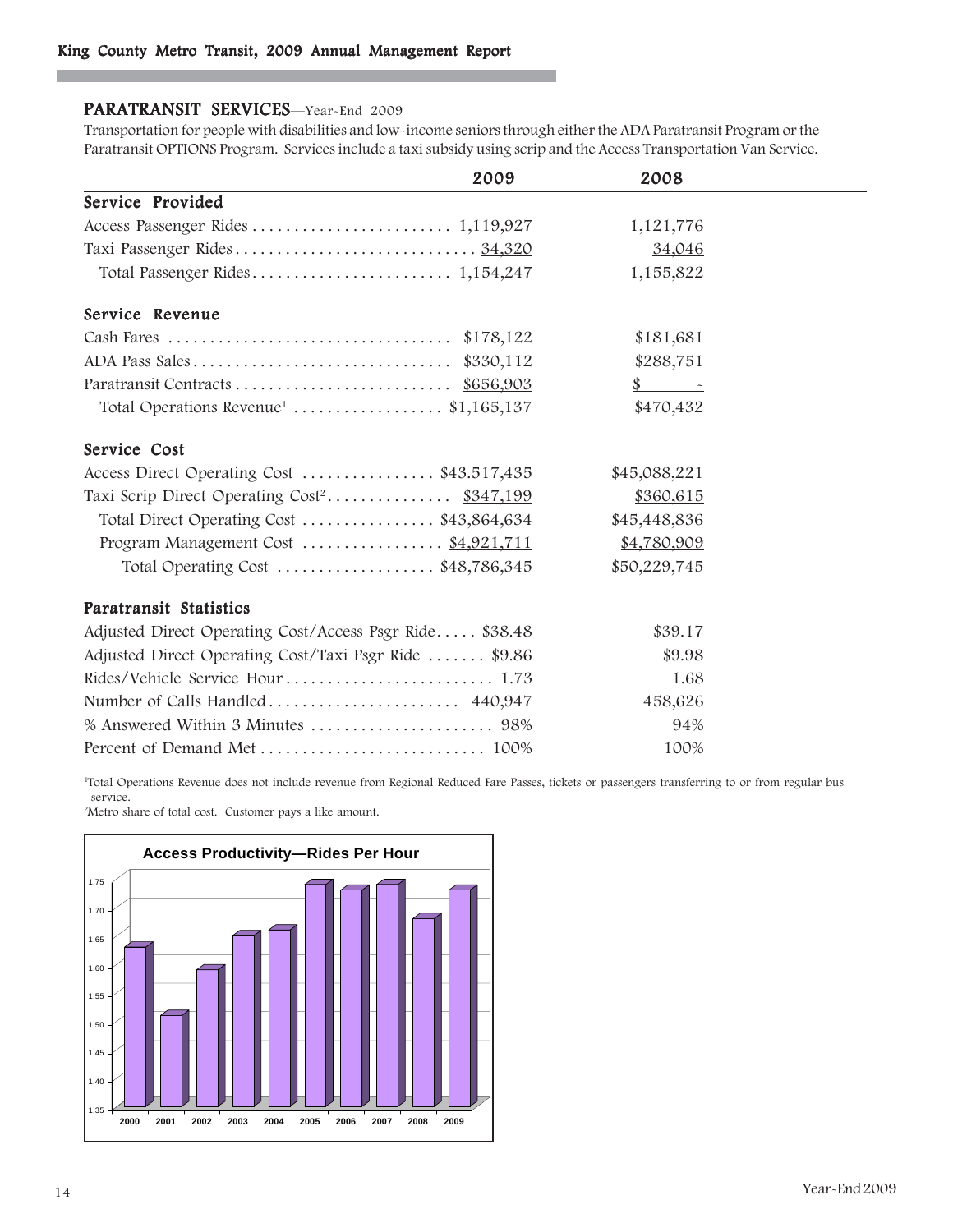## PARATRANSIT SERVICES—Year-End 2009

Transportation for people with disabilities and low-income seniors through either the ADA Paratransit Program or the Paratransit OPTIONS Program. Services include a taxi subsidy using scrip and the Access Transportation Van Service.

| | 2009 | 2008 |
|---|---|---|
| **Service Provided** | | |
| Access Passenger Rides | 1,119,927 | 1,121,776 |
| Taxi Passenger Rides | 34,320 | 34,046 |
| Total Passenger Rides | 1,154,247 | 1,155,822 |
| **Service Revenue** | | |
| Cash Fares | $178,122 | $181,681 |
| ADA Pass Sales | $330,112 | $288,751 |
| Paratransit Contracts | $656,903 | $ - |
| Total Operations Revenue[1] | $1,165,137 | $470,432 |
| **Service Cost** | | |
| Access Direct Operating Cost | $43.517,435 | $45,088,221 |
| Taxi Scrip Direct Operating Cost[2] | $347,199 | $360,615 |
| Total Direct Operating Cost | $43,864,634 | $45,448,836 |
| Program Management Cost | $4,921,711 | $4,780,909 |
| Total Operating Cost | $48,786,345 | $50,229,745 |
| **Paratransit Statistics** | | |
| Adjusted Direct Operating Cost/Access Psgr Ride | $38.48 | $39.17 |
| Adjusted Direct Operating Cost/Taxi Psgr Ride | $9.86 | $9.98 |
| Rides/Vehicle Service Hour | 1.73 | 1.68 |
| Number of Calls Handled | 440,947 | 458,626 |
| % Answered Within 3 Minutes | 98% | 94% |
| Percent of Demand Met | 100% | 100% |

[1]Total Operations Revenue does not include revenue from Regional Reduced Fare Passes, tickets or passengers transferring to or from regular bus service.

[2]Metro share of total cost. Customer pays a like amount.

**Access Productivity—Rides Per Hour**

| Year | Rides Per Hour |
|---|---|
| 2000 | 1.63 |
| 2001 | 1.51 |
| 2002 | 1.59 |
| 2003 | 1.65 |
| 2004 | 1.66 |
| 2005 | 1.74 |
| 2006 | 1.73 |
| 2007 | 1.74 |
| 2008 | 1.68 |
| 2009 | 1.73 |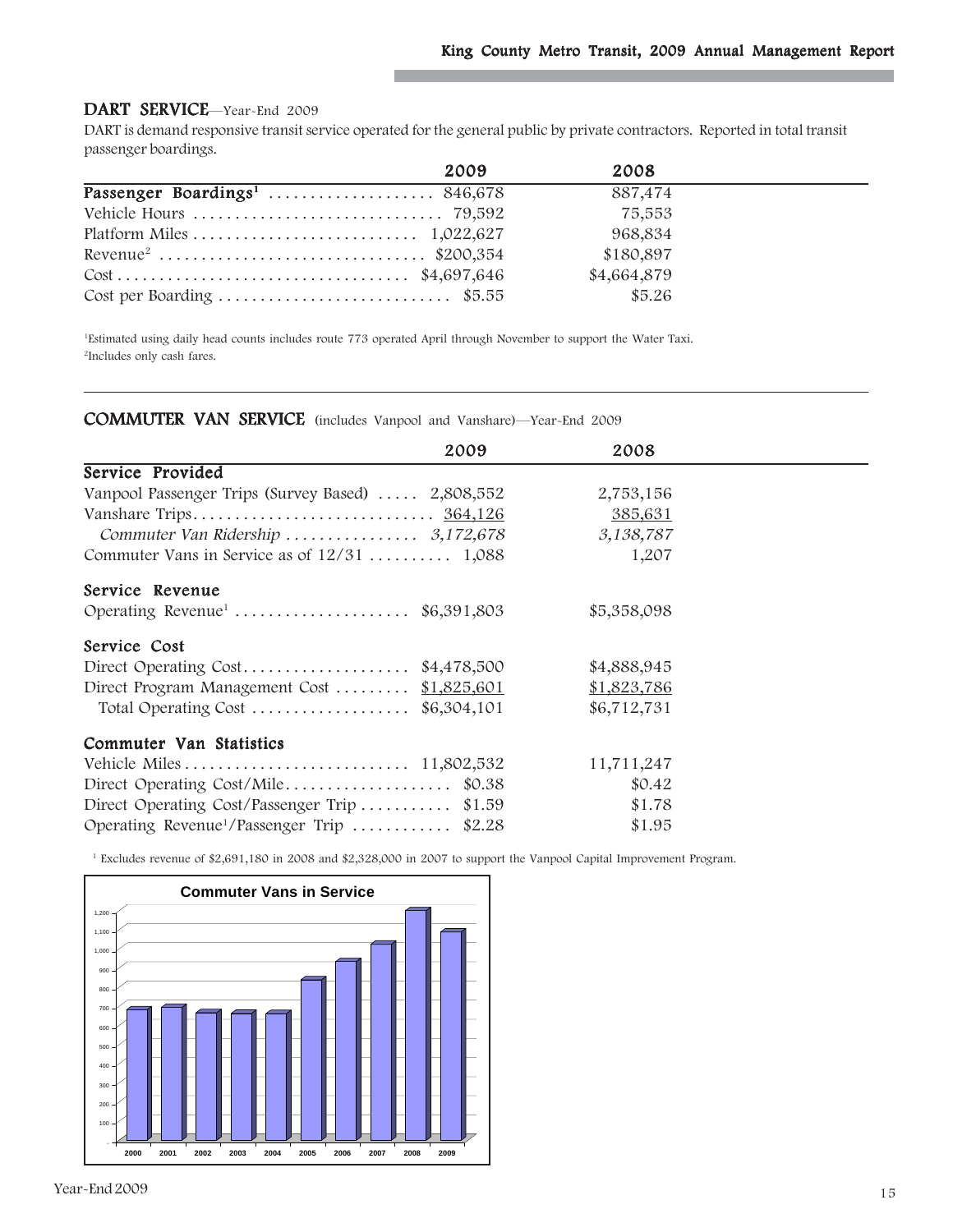## DART SERVICE—Year-End 2009

DART is demand responsive transit service operated for the general public by private contractors. Reported in total transit passenger boardings.

| | 2009 | 2008 |
|---|---|---|
| **Passenger Boardings**[1] | 846,678 | 887,474 |
| Vehicle Hours | 79,592 | 75,553 |
| Platform Miles | 1,022,627 | 968,834 |
| Revenue[2] | $200,354 | $180,897 |
| Cost | $4,697,646 | $4,664,879 |
| Cost per Boarding | $5.55 | $5.26 |

[1]Estimated using daily head counts includes route 773 operated April through November to support the Water Taxi.
[2]Includes only cash fares.

## COMMUTER VAN SERVICE (includes Vanpool and Vanshare)—Year-End 2009

| | 2009 | 2008 |
|---|---|---|
| **Service Provided** | | |
| Vanpool Passenger Trips (Survey Based) | 2,808,552 | 2,753,156 |
| Vanshare Trips | 364,126 | 385,631 |
| *Commuter Van Ridership* | *3,172,678* | *3,138,787* |
| Commuter Vans in Service as of 12/31 | 1,088 | 1,207 |
| **Service Revenue** | | |
| Operating Revenue[1] | $6,391,803 | $5,358,098 |
| **Service Cost** | | |
| Direct Operating Cost | $4,478,500 | $4,888,945 |
| Direct Program Management Cost | $1,825,601 | $1,823,786 |
| Total Operating Cost | $6,304,101 | $6,712,731 |
| **Commuter Van Statistics** | | |
| Vehicle Miles | 11,802,532 | 11,711,247 |
| Direct Operating Cost/Mile | $0.38 | $0.42 |
| Direct Operating Cost/Passenger Trip | $1.59 | $1.78 |
| Operating Revenue[1]/Passenger Trip | $2.28 | $1.95 |

[1] Excludes revenue of $2,691,180 in 2008 and $2,328,000 in 2007 to support the Vanpool Capital Improvement Program.

**Commuter Vans in Service**

| Year | 2000 | 2001 | 2002 | 2003 | 2004 | 2005 | 2006 | 2007 | 2008 | 2009 |
|---|---|---|---|---|---|---|---|---|---|---|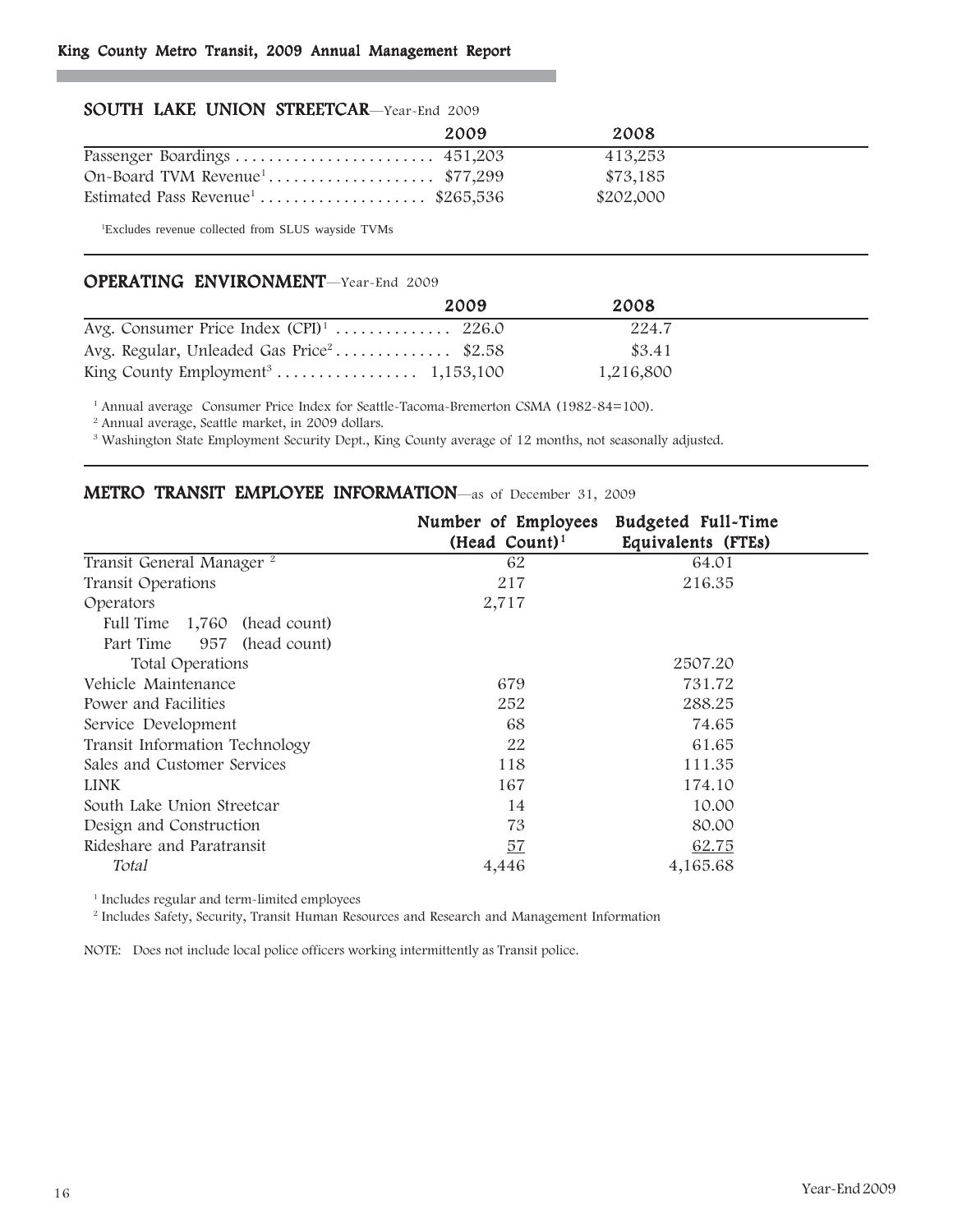## SOUTH LAKE UNION STREETCAR—Year-End 2009

| | 2009 | 2008 |
|---|---|---|
| Passenger Boardings | 451,203 | 413,253 |
| On-Board TVM Revenue[1] | $77,299 | $73,185 |
| Estimated Pass Revenue[1] | $265,536 | $202,000 |

[1]Excludes revenue collected from SLUS wayside TVMs

## OPERATING ENVIRONMENT—Year-End 2009

| | 2009 | 2008 |
|---|---|---|
| Avg. Consumer Price Index (CPI)[1] | 226.0 | 224.7 |
| Avg. Regular, Unleaded Gas Price[2] | $2.58 | $3.41 |
| King County Employment[3] | 1,153,100 | 1,216,800 |

[1] Annual average Consumer Price Index for Seattle-Tacoma-Bremerton CSMA (1982-84=100).

[2] Annual average, Seattle market, in 2009 dollars.

[3] Washington State Employment Security Dept., King County average of 12 months, not seasonally adjusted.

## METRO TRANSIT EMPLOYEE INFORMATION—as of December 31, 2009

| | Number of Employees (Head Count)[1] | Budgeted Full-Time Equivalents (FTEs) |
|---|---|---|
| Transit General Manager [2] | 62 | 64.01 |
| Transit Operations | 217 | 216.35 |
| Operators | 2,717 | |
| Full Time 1,760 (head count) | | |
| Part Time 957 (head count) | | |
| Total Operations | | 2507.20 |
| Vehicle Maintenance | 679 | 731.72 |
| Power and Facilities | 252 | 288.25 |
| Service Development | 68 | 74.65 |
| Transit Information Technology | 22 | 61.65 |
| Sales and Customer Services | 118 | 111.35 |
| LINK | 167 | 174.10 |
| South Lake Union Streetcar | 14 | 10.00 |
| Design and Construction | 73 | 80.00 |
| Rideshare and Paratransit | 57 | 62.75 |
| *Total* | 4,446 | 4,165.68 |

[1] Includes regular and term-limited employees

[2] Includes Safety, Security, Transit Human Resources and Research and Management Information

NOTE: Does not include local police officers working intermittently as Transit police.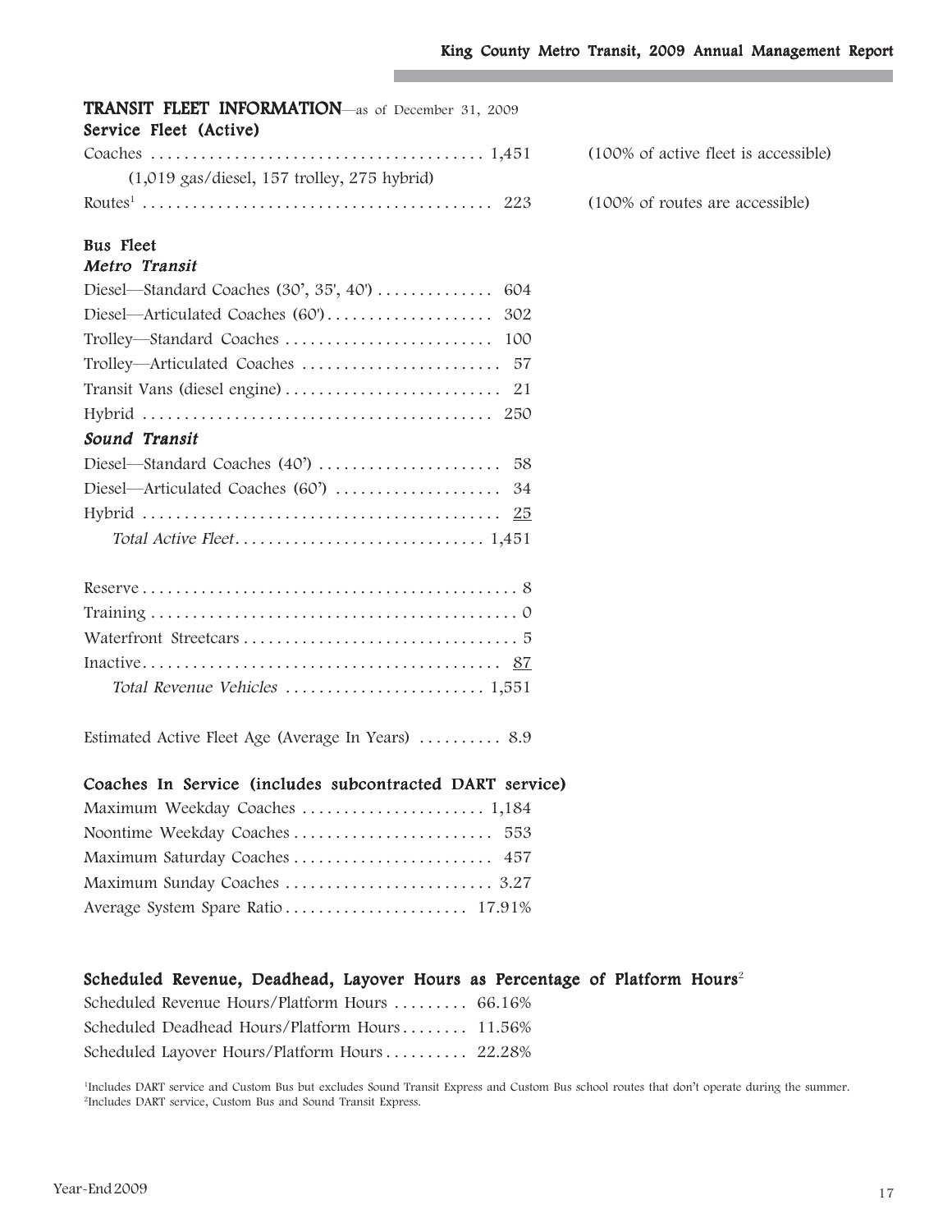## TRANSIT FLEET INFORMATION—as of December 31, 2009

### Service Fleet (Active)

| | | |
|---|---|---|
| Coaches | 1,451 | (100% of active fleet is accessible) |
| (1,019 gas/diesel, 157 trolley, 275 hybrid) | | |
| Routes[1] | 223 | (100% of routes are accessible) |

### Bus Fleet

#### *Metro Transit*

| | |
|---|---|
| Diesel—Standard Coaches (30', 35', 40') | 604 |
| Diesel—Articulated Coaches (60') | 302 |
| Trolley—Standard Coaches | 100 |
| Trolley—Articulated Coaches | 57 |
| Transit Vans (diesel engine) | 21 |
| Hybrid | 250 |

#### *Sound Transit*

| | |
|---|---|
| Diesel—Standard Coaches (40') | 58 |
| Diesel—Articulated Coaches (60') | 34 |
| Hybrid | 25 |
| *Total Active Fleet* | 1,451 |

| | |
|---|---|
| Reserve | 8 |
| Training | 0 |
| Waterfront Streetcars | 5 |
| Inactive | 87 |
| *Total Revenue Vehicles* | 1,551 |

| | |
|---|---|
| Estimated Active Fleet Age (Average In Years) | 8.9 |

### Coaches In Service (includes subcontracted DART service)

| | |
|---|---|
| Maximum Weekday Coaches | 1,184 |
| Noontime Weekday Coaches | 553 |
| Maximum Saturday Coaches | 457 |
| Maximum Sunday Coaches | 3.27 |
| Average System Spare Ratio | 17.91% |

### Scheduled Revenue, Deadhead, Layover Hours as Percentage of Platform Hours[2]

| | |
|---|---|
| Scheduled Revenue Hours/Platform Hours | 66.16% |
| Scheduled Deadhead Hours/Platform Hours | 11.56% |
| Scheduled Layover Hours/Platform Hours | 22.28% |

[1]Includes DART service and Custom Bus but excludes Sound Transit Express and Custom Bus school routes that don't operate during the summer.
[2]Includes DART service, Custom Bus and Sound Transit Express.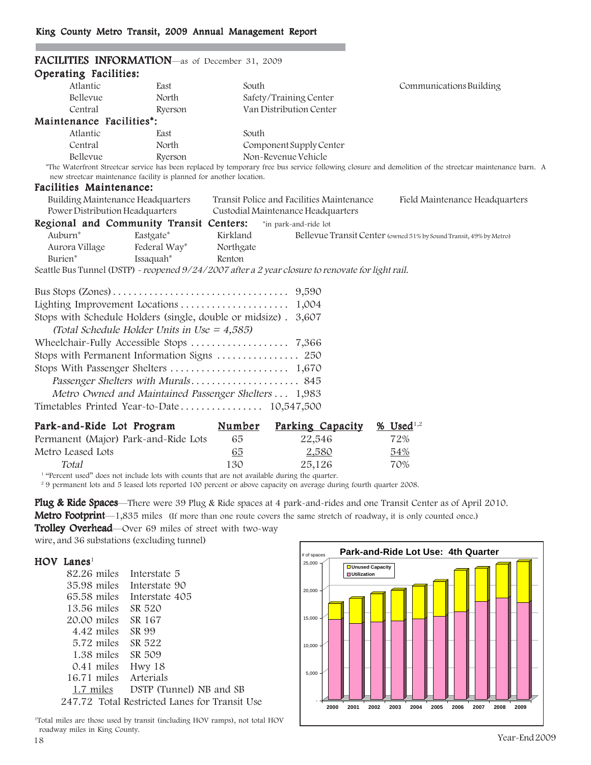## FACILITIES INFORMATION—as of December 31, 2009

### Operating Facilities:

| | | | |
|---|---|---|---|
| Atlantic | East | South | Communications Building |
| Bellevue | North | Safety/Training Center | |
| Central | Ryerson | Van Distribution Center | |

### Maintenance Facilities*:

| | | |
|---|---|---|
| Atlantic | East | South |
| Central | North | Component Supply Center |
| Bellevue | Ryerson | Non-Revenue Vehicle |

*The Waterfront Streetcar service has been replaced by temporary free bus service following closure and demolition of the streetcar maintenance barn. A new streetcar maintenance facility is planned for another location.

### Facilities Maintenance:

| | | |
|---|---|---|
| Building Maintenance Headquarters | Transit Police and Facilities Maintenance | Field Maintenance Headquarters |
| Power Distribution Headquarters | Custodial Maintenance Headquarters | |

### Regional and Community Transit Centers: *in park-and-ride lot

| | | | |
|---|---|---|---|
| Auburn* | Eastgate* | Kirkland | Bellevue Transit Center (owned 51% by Sound Transit, 49% by Metro) |
| Aurora Village | Federal Way* | Northgate | |
| Burien* | Issaquah* | Renton | |

Seattle Bus Tunnel (DSTP) - *reopened 9/24/2007 after a 2 year closure to renovate for light rail.*

| | |
|---|---|
| Bus Stops (Zones) | 9,590 |
| Lighting Improvement Locations | 1,004 |
| Stops with Schedule Holders (single, double or midsize) | 3,607 |
| *(Total Schedule Holder Units in Use = 4,585)* | |
| Wheelchair-Fully Accessible Stops | 7,366 |
| Stops with Permanent Information Signs | 250 |
| Stops With Passenger Shelters | 1,670 |
| *Passenger Shelters with Murals* | 845 |
| *Metro Owned and Maintained Passenger Shelters* | 1,983 |
| Timetables Printed Year-to-Date | 10,547,500 |

| Park-and-Ride Lot Program | Number | Parking Capacity | % Used[1,2] |
|---|---|---|---|
| Permanent (Major) Park-and-Ride Lots | 65 | 22,546 | 72% |
| Metro Leased Lots | 65 | 2,580 | 54% |
| *Total* | 130 | 25,126 | 70% |

[1] "Percent used" does not include lots with counts that are not available during the quarter.
[2] 9 permanent lots and 5 leased lots reported 100 percent or above capacity on average during fourth quarter 2008.

**Plug & Ride Spaces**—There were 39 Plug & Ride spaces at 4 park-and-rides and one Transit Center as of April 2010.

**Metro Footprint**—1,835 miles (If more than one route covers the same stretch of roadway, it is only counted once.)

**Trolley Overhead**—Over 69 miles of street with two-way wire, and 36 substations (excluding tunnel)

### HOV Lanes[1]

| | |
|---|---|
| 82.26 miles | Interstate 5 |
| 35.98 miles | Interstate 90 |
| 65.58 miles | Interstate 405 |
| 13.56 miles | SR 520 |
| 20.00 miles | SR 167 |
| 4.42 miles | SR 99 |
| 5.72 miles | SR 522 |
| 1.38 miles | SR 509 |
| 0.41 miles | Hwy 18 |
| 16.71 miles | Arterials |
| 1.7 miles | DSTP (Tunnel) NB and SB |
| 247.72 | Total Restricted Lanes for Transit Use |

[1]Total miles are those used by transit (including HOV ramps), not total HOV roadway miles in King County.

**Park-and-Ride Lot Use: 4th Quarter**

(Chart: # of spaces, 2000–2009; legend: Unused Capacity, Utilization)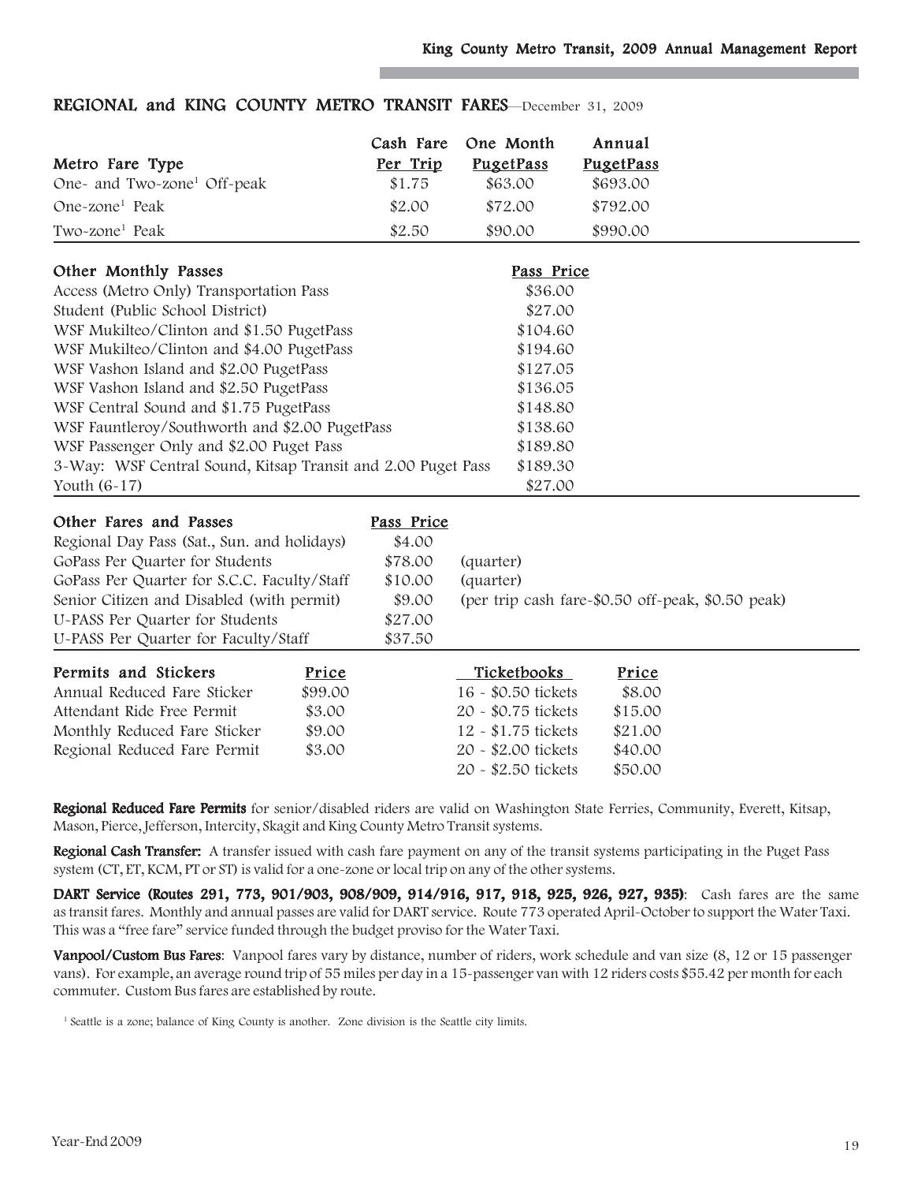## REGIONAL and KING COUNTY METRO TRANSIT FARES—December 31, 2009

| Metro Fare Type | Cash Fare Per Trip | One Month PugetPass | Annual PugetPass |
|---|---|---|---|
| One- and Two-zone[1] Off-peak | $1.75 | $63.00 | $693.00 |
| One-zone[1] Peak | $2.00 | $72.00 | $792.00 |
| Two-zone[1] Peak | $2.50 | $90.00 | $990.00 |

| Other Monthly Passes | Pass Price |
|---|---|
| Access (Metro Only) Transportation Pass | $36.00 |
| Student (Public School District) | $27.00 |
| WSF Mukilteo/Clinton and $1.50 PugetPass | $104.60 |
| WSF Mukilteo/Clinton and $4.00 PugetPass | $194.60 |
| WSF Vashon Island and $2.00 PugetPass | $127.05 |
| WSF Vashon Island and $2.50 PugetPass | $136.05 |
| WSF Central Sound and $1.75 PugetPass | $148.80 |
| WSF Fauntleroy/Southworth and $2.00 PugetPass | $138.60 |
| WSF Passenger Only and $2.00 Puget Pass | $189.80 |
| 3-Way: WSF Central Sound, Kitsap Transit and 2.00 Puget Pass | $189.30 |
| Youth (6-17) | $27.00 |

| Other Fares and Passes | Pass Price | |
|---|---|---|
| Regional Day Pass (Sat., Sun. and holidays) | $4.00 | |
| GoPass Per Quarter for Students | $78.00 | (quarter) |
| GoPass Per Quarter for S.C.C. Faculty/Staff | $10.00 | (quarter) |
| Senior Citizen and Disabled (with permit) | $9.00 | (per trip cash fare-$0.50 off-peak, $0.50 peak) |
| U-PASS Per Quarter for Students | $27.00 | |
| U-PASS Per Quarter for Faculty/Staff | $37.50 | |

| Permits and Stickers | Price | Ticketbooks | Price |
|---|---|---|---|
| Annual Reduced Fare Sticker | $99.00 | 16 - $0.50 tickets | $8.00 |
| Attendant Ride Free Permit | $3.00 | 20 - $0.75 tickets | $15.00 |
| Monthly Reduced Fare Sticker | $9.00 | 12 - $1.75 tickets | $21.00 |
| Regional Reduced Fare Permit | $3.00 | 20 - $2.00 tickets | $40.00 |
| | | 20 - $2.50 tickets | $50.00 |

**Regional Reduced Fare Permits** for senior/disabled riders are valid on Washington State Ferries, Community, Everett, Kitsap, Mason, Pierce, Jefferson, Intercity, Skagit and King County Metro Transit systems.

**Regional Cash Transfer:** A transfer issued with cash fare payment on any of the transit systems participating in the Puget Pass system (CT, ET, KCM, PT or ST) is valid for a one-zone or local trip on any of the other systems.

**DART Service (Routes 291, 773, 901/903, 908/909, 914/916, 917, 918, 925, 926, 927, 935)**: Cash fares are the same as transit fares. Monthly and annual passes are valid for DART service. Route 773 operated April-October to support the Water Taxi. This was a "free fare" service funded through the budget proviso for the Water Taxi.

**Vanpool/Custom Bus Fares**: Vanpool fares vary by distance, number of riders, work schedule and van size (8, 12 or 15 passenger vans). For example, an average round trip of 55 miles per day in a 15-passenger van with 12 riders costs $55.42 per month for each commuter. Custom Bus fares are established by route.

[1] Seattle is a zone; balance of King County is another. Zone division is the Seattle city limits.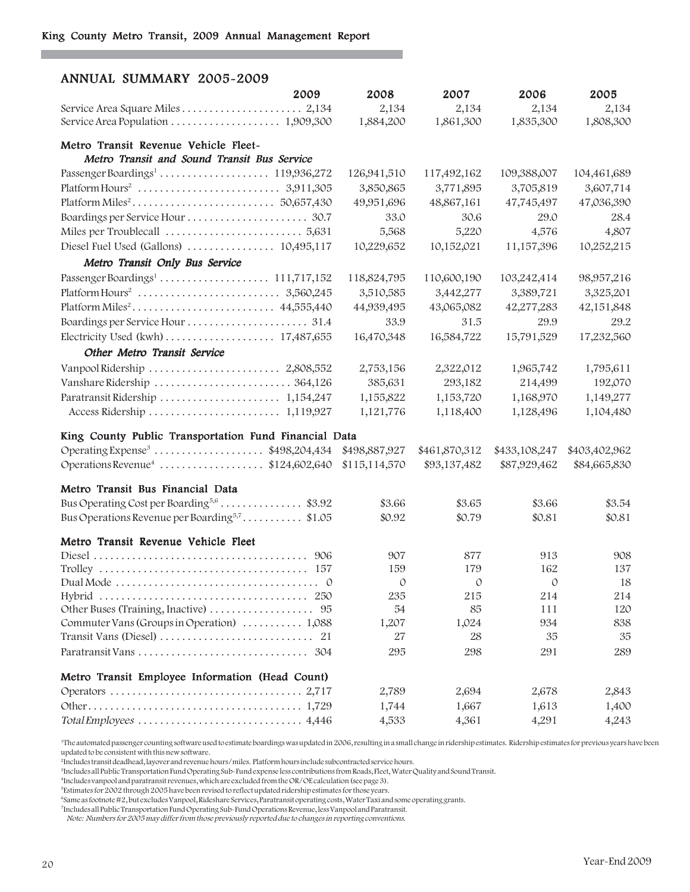## ANNUAL SUMMARY 2005-2009

| | 2009 | 2008 | 2007 | 2006 | 2005 |
|---|---|---|---|---|---|
| Service Area Square Miles | 2,134 | 2,134 | 2,134 | 2,134 | 2,134 |
| Service Area Population | 1,909,300 | 1,884,200 | 1,861,300 | 1,835,300 | 1,808,300 |
| **Metro Transit Revenue Vehicle Fleet-** | | | | | |
| ***Metro Transit and Sound Transit Bus Service*** | | | | | |
| Passenger Boardings[1] | 119,936,272 | 126,941,510 | 117,492,162 | 109,388,007 | 104,461,689 |
| Platform Hours[2] | 3,911,305 | 3,850,865 | 3,771,895 | 3,705,819 | 3,607,714 |
| Platform Miles[2] | 50,657,430 | 49,951,696 | 48,867,161 | 47,745,497 | 47,036,390 |
| Boardings per Service Hour | 30.7 | 33.0 | 30.6 | 29.0 | 28.4 |
| Miles per Troublecall | 5,631 | 5,568 | 5,220 | 4,576 | 4,807 |
| Diesel Fuel Used (Gallons) | 10,495,117 | 10,229,652 | 10,152,021 | 11,157,396 | 10,252,215 |
| ***Metro Transit Only Bus Service*** | | | | | |
| Passenger Boardings[1] | 111,717,152 | 118,824,795 | 110,600,190 | 103,242,414 | 98,957,216 |
| Platform Hours[2] | 3,560,245 | 3,510,585 | 3,442,277 | 3,389,721 | 3,325,201 |
| Platform Miles[2] | 44,555,440 | 44,939,495 | 43,065,082 | 42,277,283 | 42,151,848 |
| Boardings per Service Hour | 31.4 | 33.9 | 31.5 | 29.9 | 29.2 |
| Electricity Used (kwh) | 17,487,655 | 16,470,348 | 16,584,722 | 15,791,529 | 17,232,560 |
| ***Other Metro Transit Service*** | | | | | |
| Vanpool Ridership | 2,808,552 | 2,753,156 | 2,322,012 | 1,965,742 | 1,795,611 |
| Vanshare Ridership | 364,126 | 385,631 | 293,182 | 214,499 | 192,070 |
| Paratransit Ridership | 1,154,247 | 1,155,822 | 1,153,720 | 1,168,970 | 1,149,277 |
| Access Ridership | 1,119,927 | 1,121,776 | 1,118,400 | 1,128,496 | 1,104,480 |
| **King County Public Transportation Fund Financial Data** | | | | | |
| Operating Expense[3] | $498,204,434 | $498,887,927 | $461,870,312 | $433,108,247 | $403,402,962 |
| Operations Revenue[4] | $124,602,640 | $115,114,570 | $93,137,482 | $87,929,462 | $84,665,830 |
| **Metro Transit Bus Financial Data** | | | | | |
| Bus Operating Cost per Boarding[5,6] | $3.92 | $3.66 | $3.65 | $3.66 | $3.54 |
| Bus Operations Revenue per Boarding[5,7] | $1.05 | $0.92 | $0.79 | $0.81 | $0.81 |
| **Metro Transit Revenue Vehicle Fleet** | | | | | |
| Diesel | 906 | 907 | 877 | 913 | 908 |
| Trolley | 157 | 159 | 179 | 162 | 137 |
| Dual Mode | 0 | 0 | 0 | 0 | 18 |
| Hybrid | 250 | 235 | 215 | 214 | 214 |
| Other Buses (Training, Inactive) | 95 | 54 | 85 | 111 | 120 |
| Commuter Vans (Groups in Operation) | 1,088 | 1,207 | 1,024 | 934 | 838 |
| Transit Vans (Diesel) | 21 | 27 | 28 | 35 | 35 |
| Paratransit Vans | 304 | 295 | 298 | 291 | 289 |
| **Metro Transit Employee Information (Head Count)** | | | | | |
| Operators | 2,717 | 2,789 | 2,694 | 2,678 | 2,843 |
| Other | 1,729 | 1,744 | 1,667 | 1,613 | 1,400 |
| *Total Employees* | 4,446 | 4,533 | 4,361 | 4,291 | 4,243 |

[1]The automated passenger counting software used to estimate boardings was updated in 2006, resulting in a small change in ridership estimates. Ridership estimates for previous years have been updated to be consistent with this new software.
[2]Includes transit deadhead, layover and revenue hours/miles. Platform hours include subcontracted service hours.
[3]Includes all Public Transportation Fund Operating Sub-Fund expense less contributions from Roads, Fleet, Water Quality and Sound Transit.
[4]Includes vanpool and paratransit revenues, which are excluded from the OR/OE calculation (see page 3).
[5]Estimates for 2002 through 2005 have been revised to reflect updated ridership estimates for those years.
[6]Same as footnote #2, but excludes Vanpool, Rideshare Services, Paratransit operating costs, Water Taxi and some operating grants.
[7]Includes all Public Transportation Fund Operating Sub-Fund Operations Revenue, less Vanpool and Paratransit.
*Note: Numbers for 2005 may differ from those previously reported due to changes in reporting conventions.*